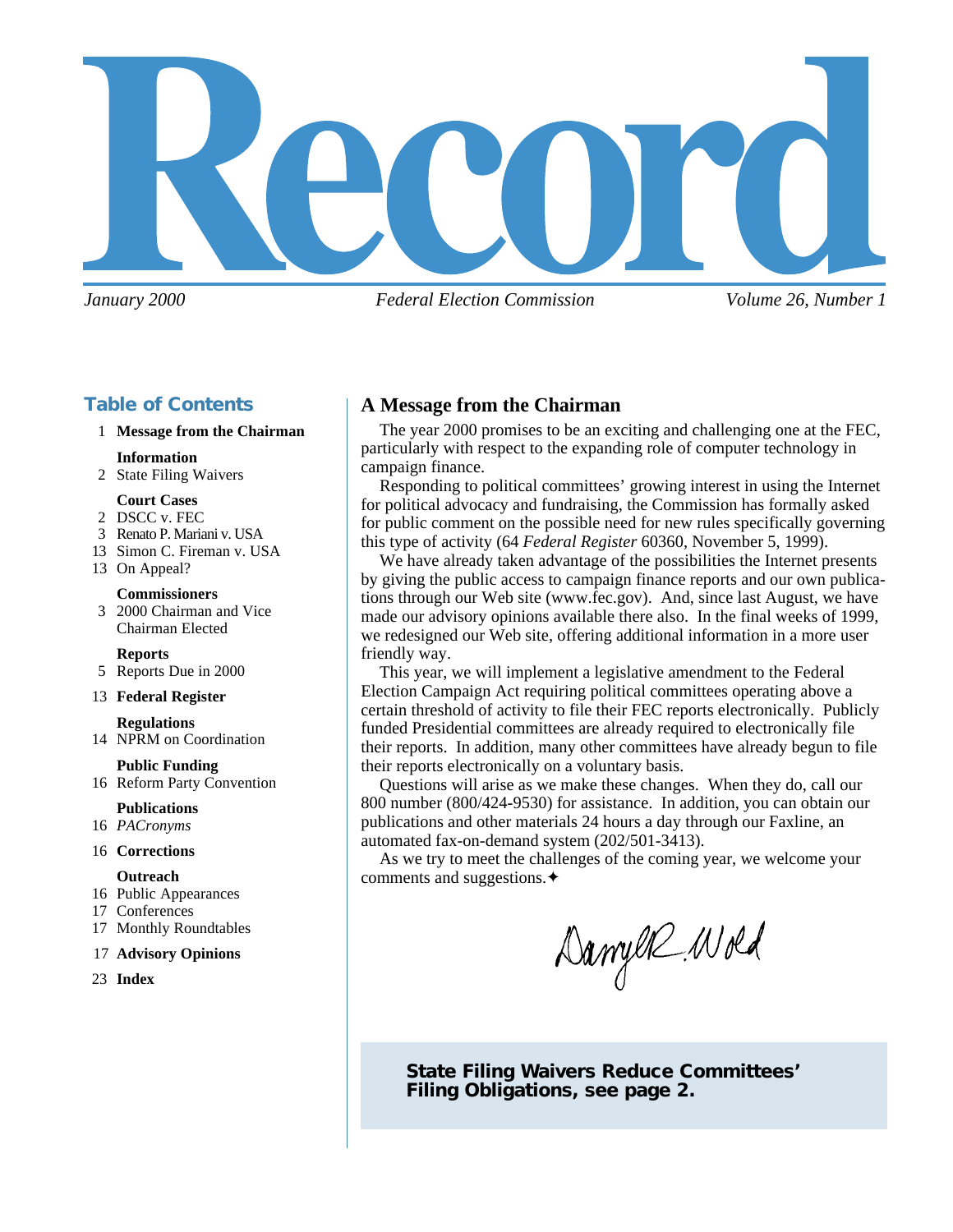# Record

*January 2000* *Federal Election Commission* *Volume 26, Number 1*

## Table of Contents

1 **Message from the Chairman**

**Information**
2 State Filing Waivers

**Court Cases**
2 DSCC v. FEC
3 Renato P. Mariani v. USA
13 Simon C. Fireman v. USA
13 On Appeal?

**Commissioners**
3 2000 Chairman and Vice Chairman Elected

**Reports**
5 Reports Due in 2000

13 **Federal Register**

**Regulations**
14 NPRM on Coordination

**Public Funding**
16 Reform Party Convention

**Publications**
16 *PACronyms*

16 **Corrections**

**Outreach**
16 Public Appearances
17 Conferences
17 Monthly Roundtables

17 **Advisory Opinions**

23 **Index**

## A Message from the Chairman

The year 2000 promises to be an exciting and challenging one at the FEC, particularly with respect to the expanding role of computer technology in campaign finance.

Responding to political committees' growing interest in using the Internet for political advocacy and fundraising, the Commission has formally asked for public comment on the possible need for new rules specifically governing this type of activity (64 *Federal Register* 60360, November 5, 1999).

We have already taken advantage of the possibilities the Internet presents by giving the public access to campaign finance reports and our own publications through our Web site (www.fec.gov). And, since last August, we have made our advisory opinions available there also. In the final weeks of 1999, we redesigned our Web site, offering additional information in a more user friendly way.

This year, we will implement a legislative amendment to the Federal Election Campaign Act requiring political committees operating above a certain threshold of activity to file their FEC reports electronically. Publicly funded Presidential committees are already required to electronically file their reports. In addition, many other committees have already begun to file their reports electronically on a voluntary basis.

Questions will arise as we make these changes. When they do, call our 800 number (800/424-9530) for assistance. In addition, you can obtain our publications and other materials 24 hours a day through our Faxline, an automated fax-on-demand system (202/501-3413).

As we try to meet the challenges of the coming year, we welcome your comments and suggestions.✦

Darryl R. Wold

**State Filing Waivers Reduce Committees' Filing Obligations, see page 2.**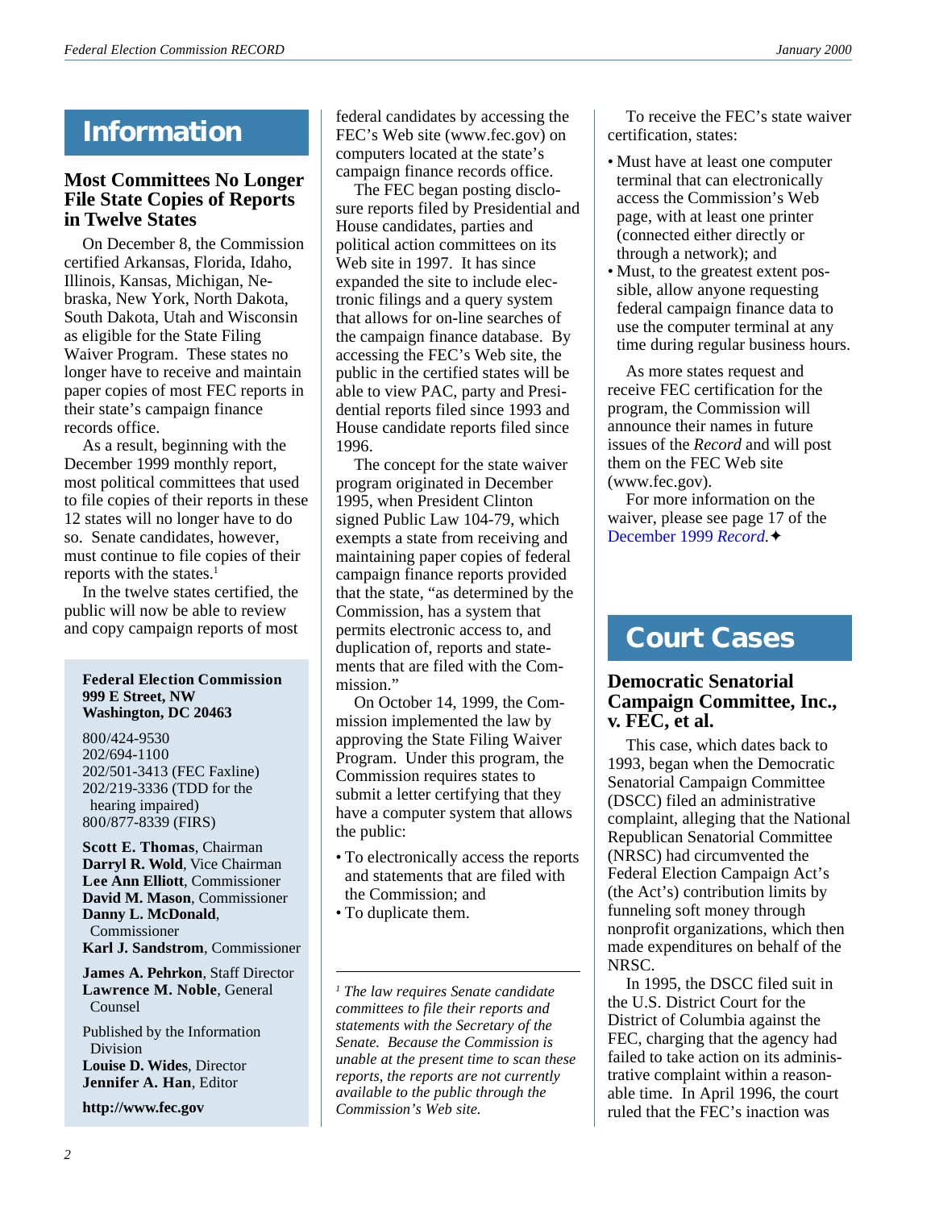# Information

## Most Committees No Longer File State Copies of Reports in Twelve States

On December 8, the Commission certified Arkansas, Florida, Idaho, Illinois, Kansas, Michigan, Nebraska, New York, North Dakota, South Dakota, Utah and Wisconsin as eligible for the State Filing Waiver Program. These states no longer have to receive and maintain paper copies of most FEC reports in their state's campaign finance records office.

As a result, beginning with the December 1999 monthly report, most political committees that used to file copies of their reports in these 12 states will no longer have to do so. Senate candidates, however, must continue to file copies of their reports with the states.[1]

In the twelve states certified, the public will now be able to review and copy campaign reports of most federal candidates by accessing the FEC's Web site (www.fec.gov) on computers located at the state's campaign finance records office.

The FEC began posting disclosure reports filed by Presidential and House candidates, parties and political action committees on its Web site in 1997. It has since expanded the site to include electronic filings and a query system that allows for on-line searches of the campaign finance database. By accessing the FEC's Web site, the public in the certified states will be able to view PAC, party and Presidential reports filed since 1993 and House candidate reports filed since 1996.

The concept for the state waiver program originated in December 1995, when President Clinton signed Public Law 104-79, which exempts a state from receiving and maintaining paper copies of federal campaign finance reports provided that the state, "as determined by the Commission, has a system that permits electronic access to, and duplication of, reports and statements that are filed with the Commission."

On October 14, 1999, the Commission implemented the law by approving the State Filing Waiver Program. Under this program, the Commission requires states to submit a letter certifying that they have a computer system that allows the public:

- To electronically access the reports and statements that are filed with the Commission; and
- To duplicate them.

To receive the FEC's state waiver certification, states:

- Must have at least one computer terminal that can electronically access the Commission's Web page, with at least one printer (connected either directly or through a network); and
- Must, to the greatest extent possible, allow anyone requesting federal campaign finance data to use the computer terminal at any time during regular business hours.

As more states request and receive FEC certification for the program, the Commission will announce their names in future issues of the *Record* and will post them on the FEC Web site (www.fec.gov).

For more information on the waiver, please see page 17 of the December 1999 *Record*.✦

[1] *The law requires Senate candidate committees to file their reports and statements with the Secretary of the Senate. Because the Commission is unable at the present time to scan these reports, the reports are not currently available to the public through the Commission's Web site.*

# Court Cases

## Democratic Senatorial Campaign Committee, Inc., v. FEC, et al.

This case, which dates back to 1993, began when the Democratic Senatorial Campaign Committee (DSCC) filed an administrative complaint, alleging that the National Republican Senatorial Committee (NRSC) had circumvented the Federal Election Campaign Act's (the Act's) contribution limits by funneling soft money through nonprofit organizations, which then made expenditures on behalf of the NRSC.

In 1995, the DSCC filed suit in the U.S. District Court for the District of Columbia against the FEC, charging that the agency had failed to take action on its administrative complaint within a reasonable time. In April 1996, the court ruled that the FEC's inaction was

---

**Federal Election Commission**
**999 E Street, NW**
**Washington, DC 20463**

800/424-9530
202/694-1100
202/501-3413 (FEC Faxline)
202/219-3336 (TDD for the hearing impaired)
800/877-8339 (FIRS)

**Scott E. Thomas**, Chairman
**Darryl R. Wold**, Vice Chairman
**Lee Ann Elliott**, Commissioner
**David M. Mason**, Commissioner
**Danny L. McDonald**, Commissioner
**Karl J. Sandstrom**, Commissioner

**James A. Pehrkon**, Staff Director
**Lawrence M. Noble**, General Counsel

Published by the Information Division
**Louise D. Wides**, Director
**Jennifer A. Han**, Editor

**http://www.fec.gov**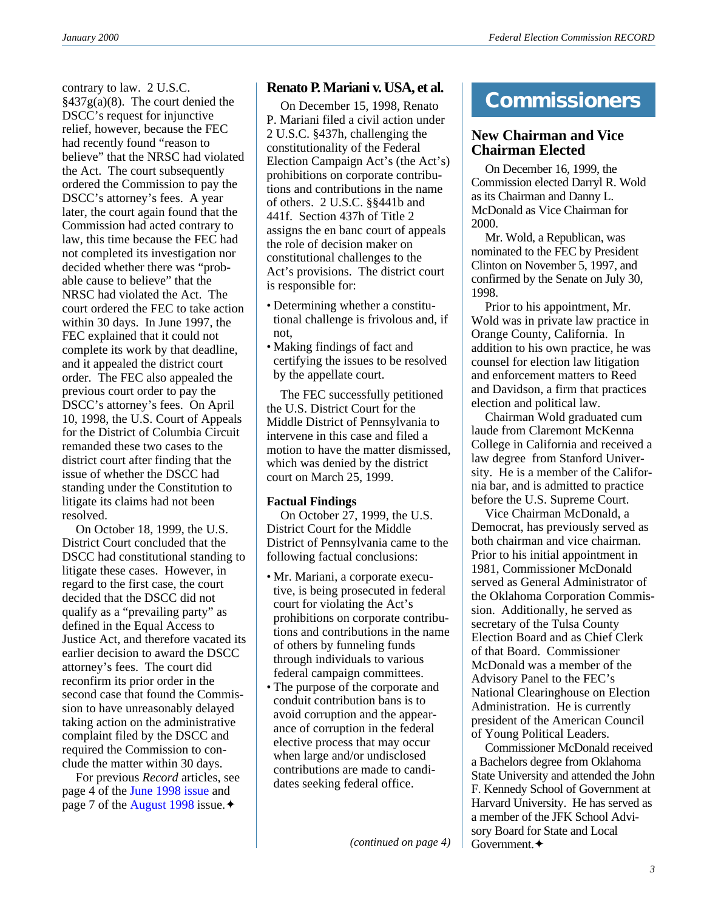contrary to law. 2 U.S.C. §437g(a)(8). The court denied the DSCC's request for injunctive relief, however, because the FEC had recently found "reason to believe" that the NRSC had violated the Act. The court subsequently ordered the Commission to pay the DSCC's attorney's fees. A year later, the court again found that the Commission had acted contrary to law, this time because the FEC had not completed its investigation nor decided whether there was "probable cause to believe" that the NRSC had violated the Act. The court ordered the FEC to take action within 30 days. In June 1997, the FEC explained that it could not complete its work by that deadline, and it appealed the district court order. The FEC also appealed the previous court order to pay the DSCC's attorney's fees. On April 10, 1998, the U.S. Court of Appeals for the District of Columbia Circuit remanded these two cases to the district court after finding that the issue of whether the DSCC had standing under the Constitution to litigate its claims had not been resolved.

On October 18, 1999, the U.S. District Court concluded that the DSCC had constitutional standing to litigate these cases. However, in regard to the first case, the court decided that the DSCC did not qualify as a "prevailing party" as defined in the Equal Access to Justice Act, and therefore vacated its earlier decision to award the DSCC attorney's fees. The court did reconfirm its prior order in the second case that found the Commission to have unreasonably delayed taking action on the administrative complaint filed by the DSCC and required the Commission to conclude the matter within 30 days.

For previous *Record* articles, see page 4 of the June 1998 issue and page 7 of the August 1998 issue.✦

## Renato P. Mariani v. USA, et al.

On December 15, 1998, Renato P. Mariani filed a civil action under 2 U.S.C. §437h, challenging the constitutionality of the Federal Election Campaign Act's (the Act's) prohibitions on corporate contributions and contributions in the name of others. 2 U.S.C. §§441b and 441f. Section 437h of Title 2 assigns the en banc court of appeals the role of decision maker on constitutional challenges to the Act's provisions. The district court is responsible for:

- Determining whether a constitutional challenge is frivolous and, if not,
- Making findings of fact and certifying the issues to be resolved by the appellate court.

The FEC successfully petitioned the U.S. District Court for the Middle District of Pennsylvania to intervene in this case and filed a motion to have the matter dismissed, which was denied by the district court on March 25, 1999.

### Factual Findings

On October 27, 1999, the U.S. District Court for the Middle District of Pennsylvania came to the following factual conclusions:

- Mr. Mariani, a corporate executive, is being prosecuted in federal court for violating the Act's prohibitions on corporate contributions and contributions in the name of others by funneling funds through individuals to various federal campaign committees.
- The purpose of the corporate and conduit contribution bans is to avoid corruption and the appearance of corruption in the federal elective process that may occur when large and/or undisclosed contributions are made to candidates seeking federal office.

*(continued on page 4)*

# Commissioners

## New Chairman and Vice Chairman Elected

On December 16, 1999, the Commission elected Darryl R. Wold as its Chairman and Danny L. McDonald as Vice Chairman for 2000.

Mr. Wold, a Republican, was nominated to the FEC by President Clinton on November 5, 1997, and confirmed by the Senate on July 30, 1998.

Prior to his appointment, Mr. Wold was in private law practice in Orange County, California. In addition to his own practice, he was counsel for election law litigation and enforcement matters to Reed and Davidson, a firm that practices election and political law.

Chairman Wold graduated cum laude from Claremont McKenna College in California and received a law degree from Stanford University. He is a member of the California bar, and is admitted to practice before the U.S. Supreme Court.

Vice Chairman McDonald, a Democrat, has previously served as both chairman and vice chairman. Prior to his initial appointment in 1981, Commissioner McDonald served as General Administrator of the Oklahoma Corporation Commission. Additionally, he served as secretary of the Tulsa County Election Board and as Chief Clerk of that Board. Commissioner McDonald was a member of the Advisory Panel to the FEC's National Clearinghouse on Election Administration. He is currently president of the American Council of Young Political Leaders.

Commissioner McDonald received a Bachelors degree from Oklahoma State University and attended the John F. Kennedy School of Government at Harvard University. He has served as a member of the JFK School Advisory Board for State and Local Government.✦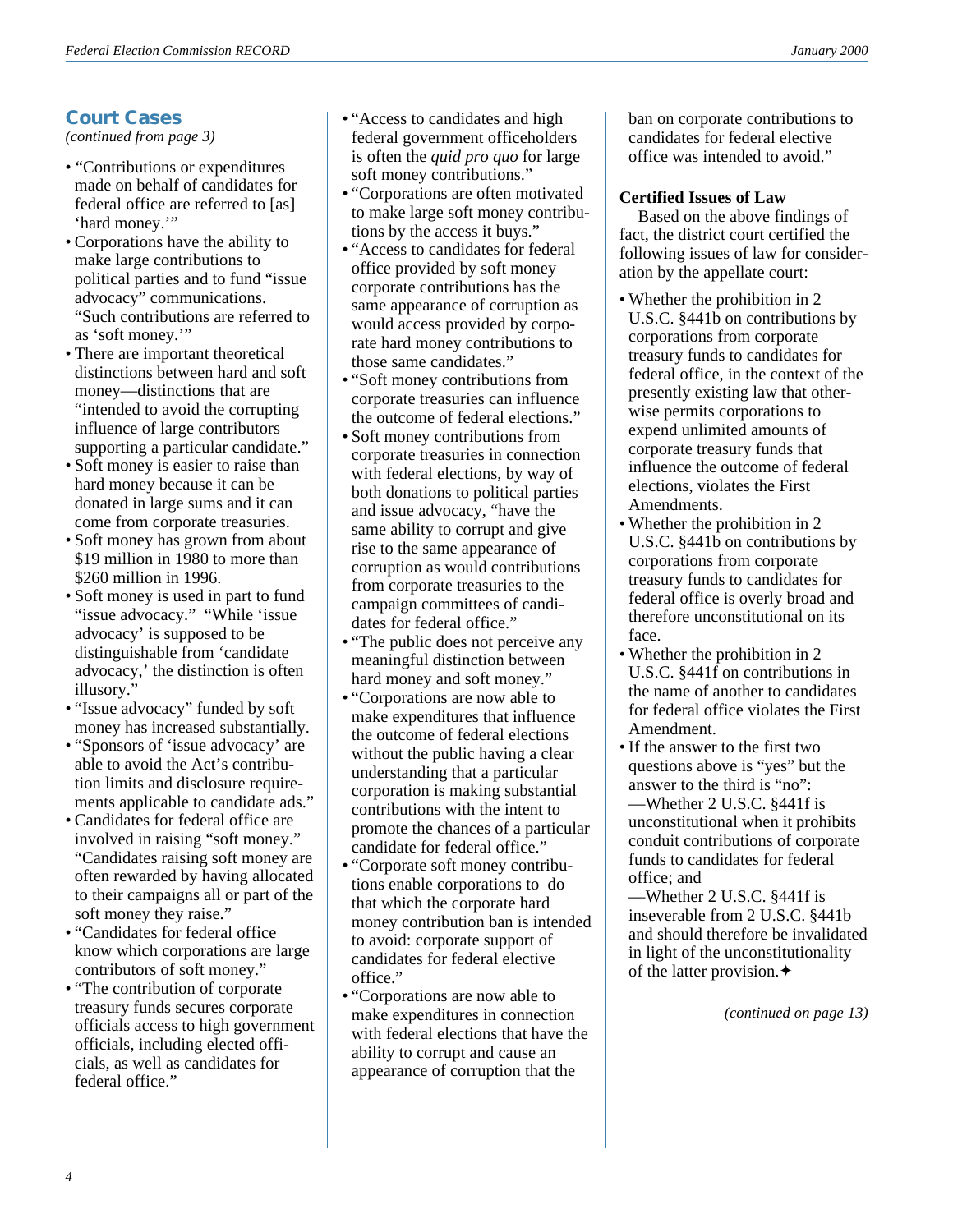## Court Cases

*(continued from page 3)*

- "Contributions or expenditures made on behalf of candidates for federal office are referred to [as] 'hard money.'"
- Corporations have the ability to make large contributions to political parties and to fund "issue advocacy" communications. "Such contributions are referred to as 'soft money.'"
- There are important theoretical distinctions between hard and soft money—distinctions that are "intended to avoid the corrupting influence of large contributors supporting a particular candidate."
- Soft money is easier to raise than hard money because it can be donated in large sums and it can come from corporate treasuries.
- Soft money has grown from about $19 million in 1980 to more than $260 million in 1996.
- Soft money is used in part to fund "issue advocacy." "While 'issue advocacy' is supposed to be distinguishable from 'candidate advocacy,' the distinction is often illusory."
- "Issue advocacy" funded by soft money has increased substantially.
- "Sponsors of 'issue advocacy' are able to avoid the Act's contribution limits and disclosure requirements applicable to candidate ads."
- Candidates for federal office are involved in raising "soft money." "Candidates raising soft money are often rewarded by having allocated to their campaigns all or part of the soft money they raise."
- "Candidates for federal office know which corporations are large contributors of soft money."
- "The contribution of corporate treasury funds secures corporate officials access to high government officials, including elected officials, as well as candidates for federal office."
- "Access to candidates and high federal government officeholders is often the *quid pro quo* for large soft money contributions."
- "Corporations are often motivated to make large soft money contributions by the access it buys."
- "Access to candidates for federal office provided by soft money corporate contributions has the same appearance of corruption as would access provided by corporate hard money contributions to those same candidates."
- "Soft money contributions from corporate treasuries can influence the outcome of federal elections."
- Soft money contributions from corporate treasuries in connection with federal elections, by way of both donations to political parties and issue advocacy, "have the same ability to corrupt and give rise to the same appearance of corruption as would contributions from corporate treasuries to the campaign committees of candidates for federal office."
- "The public does not perceive any meaningful distinction between hard money and soft money."
- "Corporations are now able to make expenditures that influence the outcome of federal elections without the public having a clear understanding that a particular corporation is making substantial contributions with the intent to promote the chances of a particular candidate for federal office."
- "Corporate soft money contributions enable corporations to do that which the corporate hard money contribution ban is intended to avoid: corporate support of candidates for federal elective office."
- "Corporations are now able to make expenditures in connection with federal elections that have the ability to corrupt and cause an appearance of corruption that the ban on corporate contributions to candidates for federal elective office was intended to avoid."

**Certified Issues of Law**

Based on the above findings of fact, the district court certified the following issues of law for consideration by the appellate court:

- Whether the prohibition in 2 U.S.C. §441b on contributions by corporations from corporate treasury funds to candidates for federal office, in the context of the presently existing law that otherwise permits corporations to expend unlimited amounts of corporate treasury funds that influence the outcome of federal elections, violates the First Amendments.
- Whether the prohibition in 2 U.S.C. §441b on contributions by corporations from corporate treasury funds to candidates for federal office is overly broad and therefore unconstitutional on its face.
- Whether the prohibition in 2 U.S.C. §441f on contributions in the name of another to candidates for federal office violates the First Amendment.
- If the answer to the first two questions above is "yes" but the answer to the third is "no":
  —Whether 2 U.S.C. §441f is unconstitutional when it prohibits conduit contributions of corporate funds to candidates for federal office; and
  —Whether 2 U.S.C. §441f is inseverable from 2 U.S.C. §441b and should therefore be invalidated in light of the unconstitutionality of the latter provision.✦

*(continued on page 13)*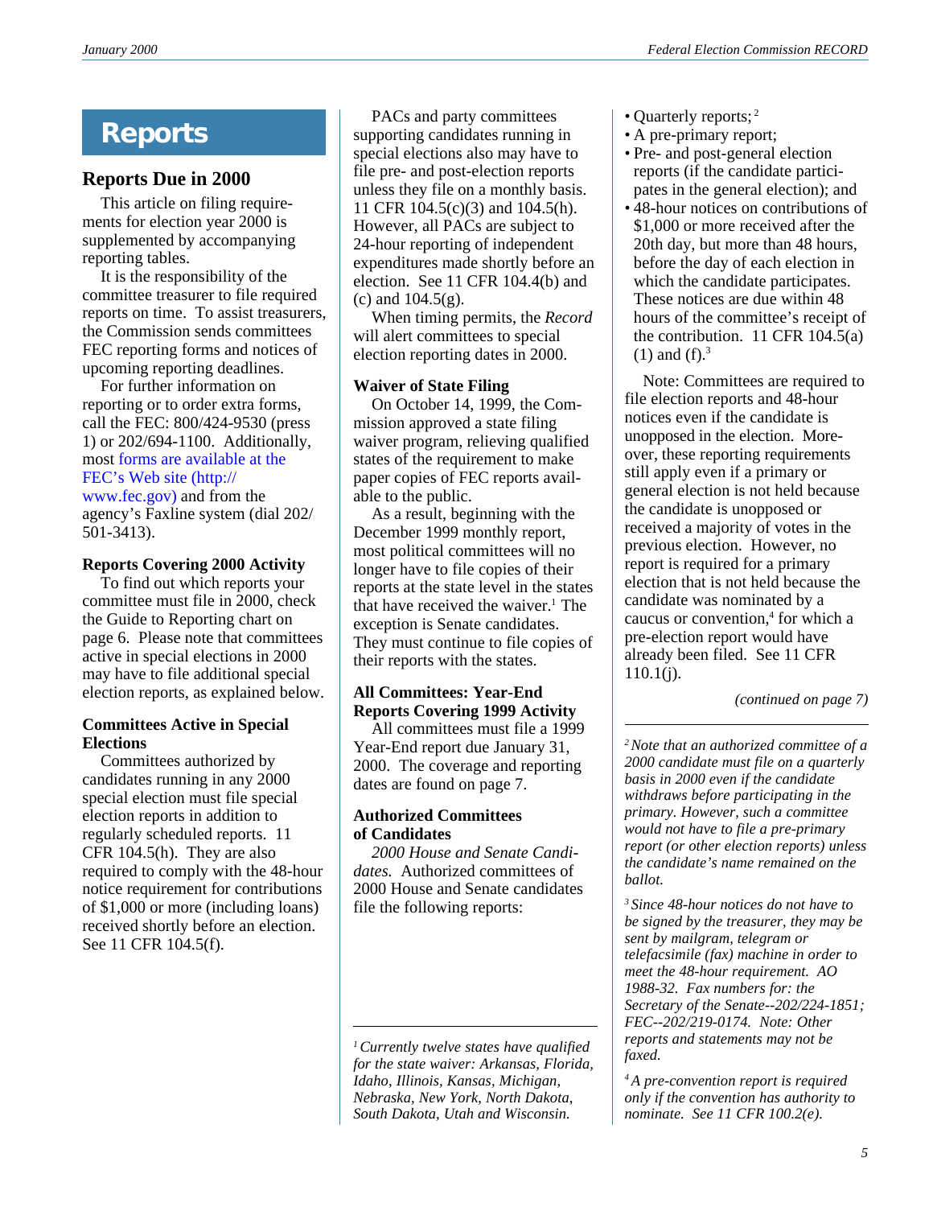# Reports

## Reports Due in 2000

This article on filing requirements for election year 2000 is supplemented by accompanying reporting tables.

It is the responsibility of the committee treasurer to file required reports on time. To assist treasurers, the Commission sends committees FEC reporting forms and notices of upcoming reporting deadlines.

For further information on reporting or to order extra forms, call the FEC: 800/424-9530 (press 1) or 202/694-1100. Additionally, most forms are available at the FEC's Web site (http://www.fec.gov) and from the agency's Faxline system (dial 202/501-3413).

### Reports Covering 2000 Activity

To find out which reports your committee must file in 2000, check the Guide to Reporting chart on page 6. Please note that committees active in special elections in 2000 may have to file additional special election reports, as explained below.

### Committees Active in Special Elections

Committees authorized by candidates running in any 2000 special election must file special election reports in addition to regularly scheduled reports. 11 CFR 104.5(h). They are also required to comply with the 48-hour notice requirement for contributions of $1,000 or more (including loans) received shortly before an election. See 11 CFR 104.5(f).

PACs and party committees supporting candidates running in special elections also may have to file pre- and post-election reports unless they file on a monthly basis. 11 CFR 104.5(c)(3) and 104.5(h). However, all PACs are subject to 24-hour reporting of independent expenditures made shortly before an election. See 11 CFR 104.4(b) and (c) and 104.5(g).

When timing permits, the *Record* will alert committees to special election reporting dates in 2000.

### Waiver of State Filing

On October 14, 1999, the Commission approved a state filing waiver program, relieving qualified states of the requirement to make paper copies of FEC reports available to the public.

As a result, beginning with the December 1999 monthly report, most political committees will no longer have to file copies of their reports at the state level in the states that have received the waiver.[1] The exception is Senate candidates. They must continue to file copies of their reports with the states.

### All Committees: Year-End Reports Covering 1999 Activity

All committees must file a 1999 Year-End report due January 31, 2000. The coverage and reporting dates are found on page 7.

### Authorized Committees of Candidates

*2000 House and Senate Candidates.* Authorized committees of 2000 House and Senate candidates file the following reports:

- Quarterly reports;[2]
- A pre-primary report;
- Pre- and post-general election reports (if the candidate participates in the general election); and
- 48-hour notices on contributions of $1,000 or more received after the 20th day, but more than 48 hours, before the day of each election in which the candidate participates. These notices are due within 48 hours of the committee's receipt of the contribution. 11 CFR 104.5(a)(1) and (f).[3]

Note: Committees are required to file election reports and 48-hour notices even if the candidate is unopposed in the election. Moreover, these reporting requirements still apply even if a primary or general election is not held because the candidate is unopposed or received a majority of votes in the previous election. However, no report is required for a primary election that is not held because the candidate was nominated by a caucus or convention,[4] for which a pre-election report would have already been filed. See 11 CFR 110.1(j).

*(continued on page 7)*

---

[1] *Currently twelve states have qualified for the state waiver: Arkansas, Florida, Idaho, Illinois, Kansas, Michigan, Nebraska, New York, North Dakota, South Dakota, Utah and Wisconsin.*

[2] *Note that an authorized committee of a 2000 candidate must file on a quarterly basis in 2000 even if the candidate withdraws before participating in the primary. However, such a committee would not have to file a pre-primary report (or other election reports) unless the candidate's name remained on the ballot.*

[3] *Since 48-hour notices do not have to be signed by the treasurer, they may be sent by mailgram, telegram or telefacsimile (fax) machine in order to meet the 48-hour requirement. AO 1988-32. Fax numbers for: the Secretary of the Senate--202/224-1851; FEC--202/219-0174. Note: Other reports and statements may not be faxed.*

[4] *A pre-convention report is required only if the convention has authority to nominate. See 11 CFR 100.2(e).*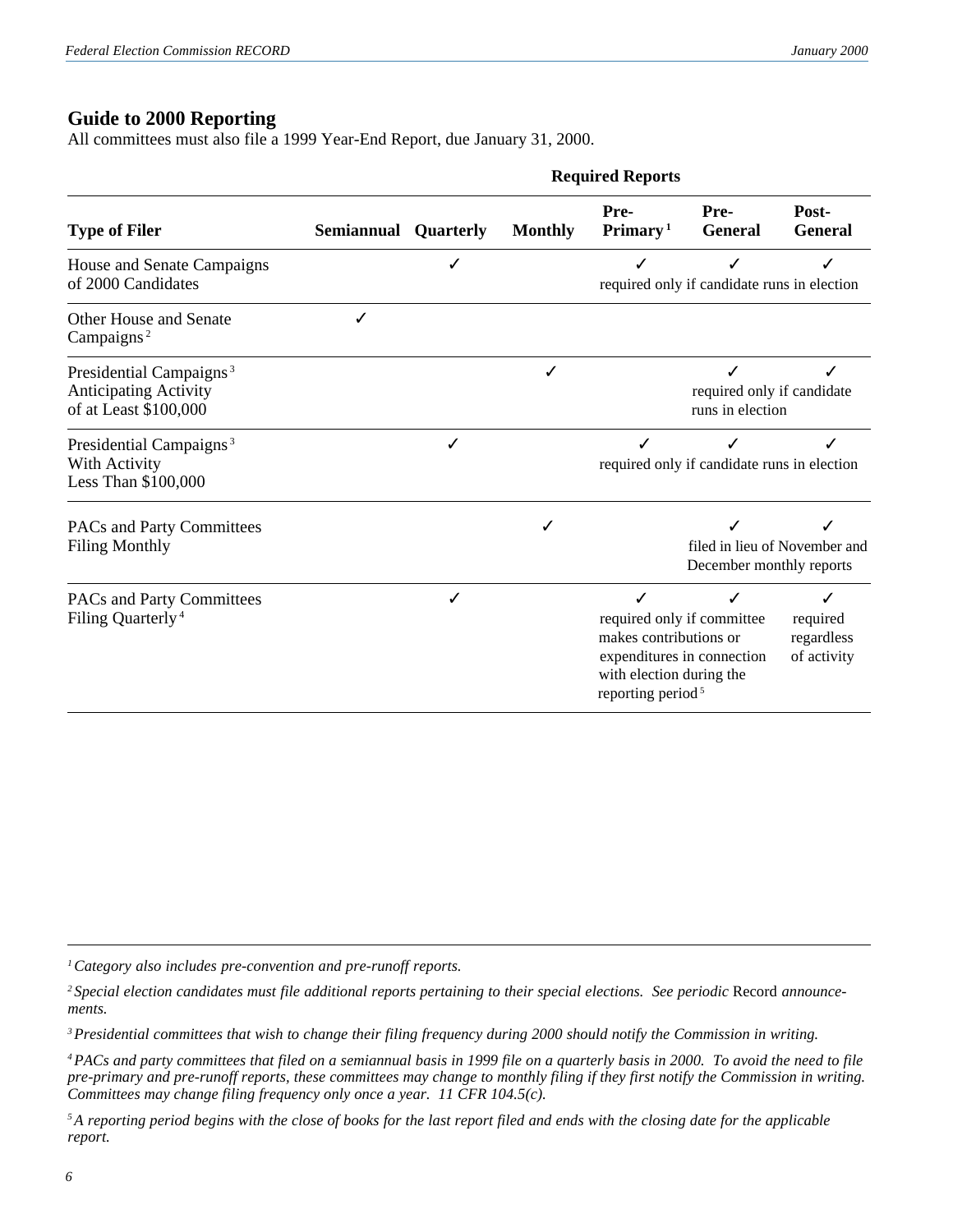## Guide to 2000 Reporting

All committees must also file a 1999 Year-End Report, due January 31, 2000.

| | Required Reports | | | | | |
|---|---|---|---|---|---|---|
| **Type of Filer** | **Semiannual** | **Quarterly** | **Monthly** | **Pre-Primary**[1] | **Pre-General** | **Post-General** |
| House and Senate Campaigns of 2000 Candidates | | ✓ | | ✓ required only if candidate runs in election | ✓ | ✓ |
| Other House and Senate Campaigns[2] | ✓ | | | | | |
| Presidential Campaigns[3] Anticipating Activity of at Least $100,000 | | | ✓ | | ✓ required only if candidate runs in election | ✓ |
| Presidential Campaigns[3] With Activity Less Than $100,000 | | ✓ | | ✓ required only if candidate runs in election | ✓ | ✓ |
| PACs and Party Committees Filing Monthly | | | ✓ | | ✓ filed in lieu of November and December monthly reports | ✓ |
| PACs and Party Committees Filing Quarterly[4] | | ✓ | | ✓ required only if committee makes contributions or expenditures in connection with election during the reporting period[5] | ✓ | ✓ required regardless of activity |

[1] *Category also includes pre-convention and pre-runoff reports.*

[2] *Special election candidates must file additional reports pertaining to their special elections. See periodic* Record *announcements.*

[3] *Presidential committees that wish to change their filing frequency during 2000 should notify the Commission in writing.*

[4] *PACs and party committees that filed on a semiannual basis in 1999 file on a quarterly basis in 2000. To avoid the need to file pre-primary and pre-runoff reports, these committees may change to monthly filing if they first notify the Commission in writing. Committees may change filing frequency only once a year. 11 CFR 104.5(c).*

[5] *A reporting period begins with the close of books for the last report filed and ends with the closing date for the applicable report.*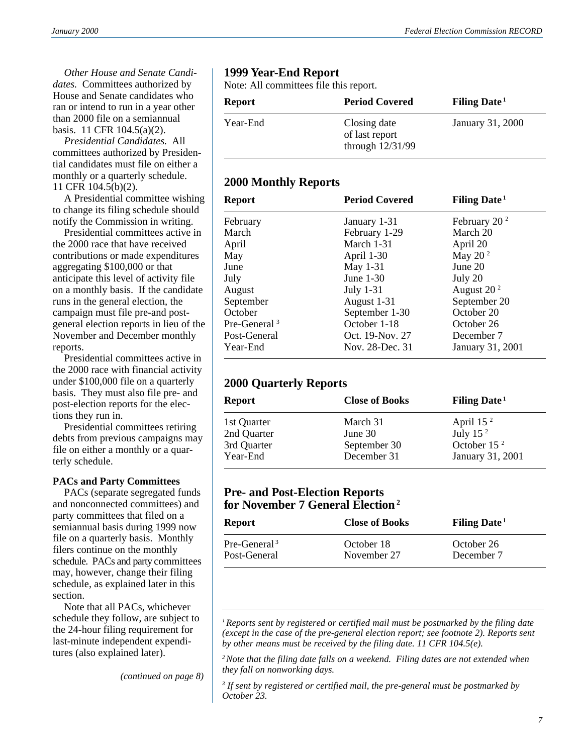*Other House and Senate Candidates.* Committees authorized by House and Senate candidates who ran or intend to run in a year other than 2000 file on a semiannual basis. 11 CFR 104.5(a)(2).

*Presidential Candidates.* All committees authorized by Presidential candidates must file on either a monthly or a quarterly schedule. 11 CFR 104.5(b)(2).

A Presidential committee wishing to change its filing schedule should notify the Commission in writing.

Presidential committees active in the 2000 race that have received contributions or made expenditures aggregating $100,000 or that anticipate this level of activity file on a monthly basis. If the candidate runs in the general election, the campaign must file pre-and post-general election reports in lieu of the November and December monthly reports.

Presidential committees active in the 2000 race with financial activity under $100,000 file on a quarterly basis. They must also file pre- and post-election reports for the elections they run in.

Presidential committees retiring debts from previous campaigns may file on either a monthly or a quarterly schedule.

**PACs and Party Committees**

PACs (separate segregated funds and nonconnected committees) and party committees that filed on a semiannual basis during 1999 now file on a quarterly basis. Monthly filers continue on the monthly schedule. PACs and party committees may, however, change their filing schedule, as explained later in this section.

Note that all PACs, whichever schedule they follow, are subject to the 24-hour filing requirement for last-minute independent expenditures (also explained later).

*(continued on page 8)*

## 1999 Year-End Report

Note: All committees file this report.

| Report | Period Covered | Filing Date[1] |
|---|---|---|
| Year-End | Closing date of last report through 12/31/99 | January 31, 2000 |

## 2000 Monthly Reports

| Report | Period Covered | Filing Date[1] |
|---|---|---|
| February | January 1-31 | February 20 [2] |
| March | February 1-29 | March 20 |
| April | March 1-31 | April 20 |
| May | April 1-30 | May 20 [2] |
| June | May 1-31 | June 20 |
| July | June 1-30 | July 20 |
| August | July 1-31 | August 20 [2] |
| September | August 1-31 | September 20 |
| October | September 1-30 | October 20 |
| Pre-General [3] | October 1-18 | October 26 |
| Post-General | Oct. 19-Nov. 27 | December 7 |
| Year-End | Nov. 28-Dec. 31 | January 31, 2001 |

## 2000 Quarterly Reports

| Report | Close of Books | Filing Date[1] |
|---|---|---|
| 1st Quarter | March 31 | April 15 [2] |
| 2nd Quarter | June 30 | July 15 [2] |
| 3rd Quarter | September 30 | October 15 [2] |
| Year-End | December 31 | January 31, 2001 |

## Pre- and Post-Election Reports for November 7 General Election[2]

| Report | Close of Books | Filing Date[1] |
|---|---|---|
| Pre-General [3] | October 18 | October 26 |
| Post-General | November 27 | December 7 |

*[1] Reports sent by registered or certified mail must be postmarked by the filing date (except in the case of the pre-general election report; see footnote 2). Reports sent by other means must be received by the filing date. 11 CFR 104.5(e).*

*[2] Note that the filing date falls on a weekend. Filing dates are not extended when they fall on nonworking days.*

*[3] If sent by registered or certified mail, the pre-general must be postmarked by October 23.*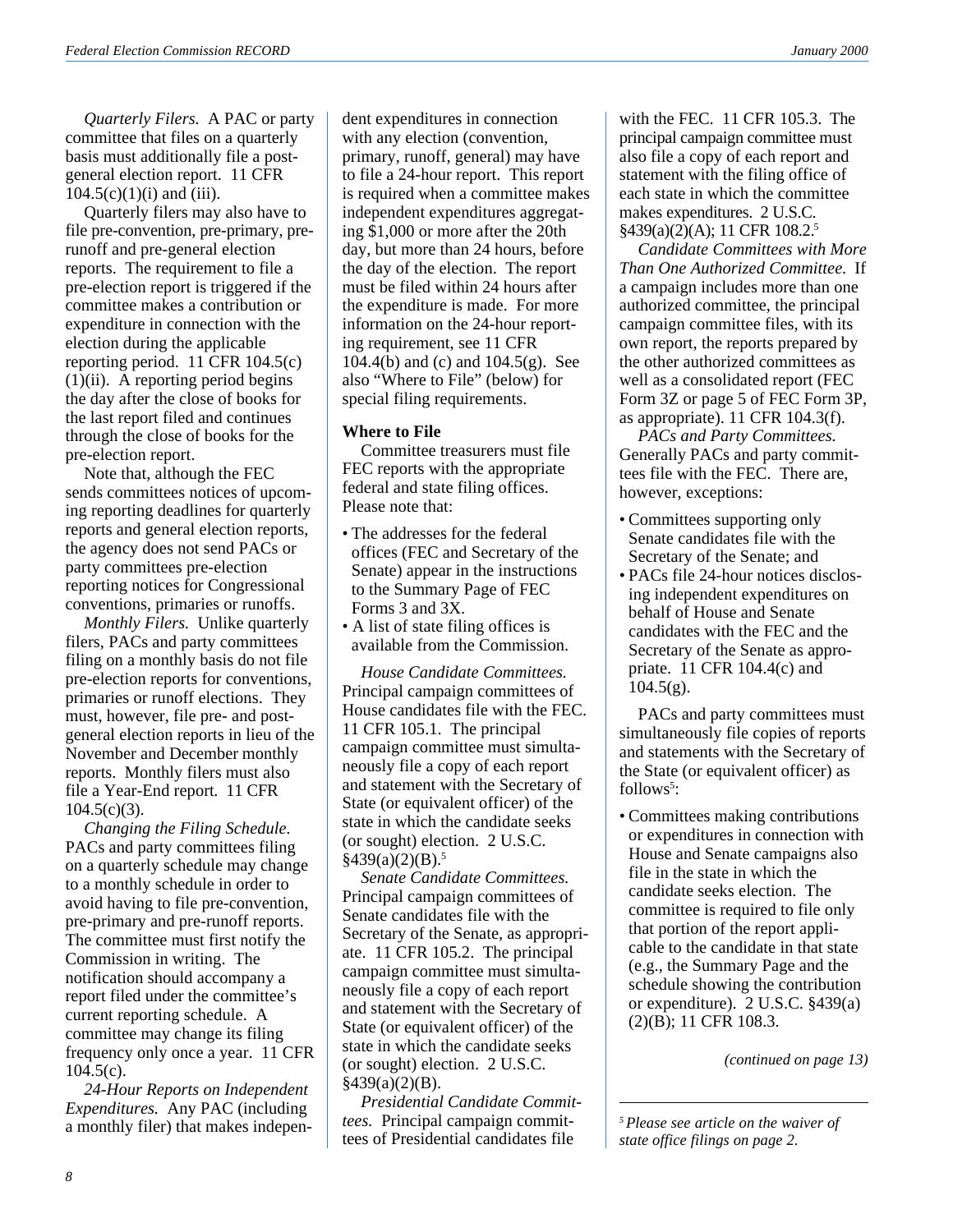*Quarterly Filers.* A PAC or party committee that files on a quarterly basis must additionally file a post-general election report. 11 CFR 104.5(c)(1)(i) and (iii).

Quarterly filers may also have to file pre-convention, pre-primary, pre-runoff and pre-general election reports. The requirement to file a pre-election report is triggered if the committee makes a contribution or expenditure in connection with the election during the applicable reporting period. 11 CFR 104.5(c)(1)(ii). A reporting period begins the day after the close of books for the last report filed and continues through the close of books for the pre-election report.

Note that, although the FEC sends committees notices of upcoming reporting deadlines for quarterly reports and general election reports, the agency does not send PACs or party committees pre-election reporting notices for Congressional conventions, primaries or runoffs.

*Monthly Filers.* Unlike quarterly filers, PACs and party committees filing on a monthly basis do not file pre-election reports for conventions, primaries or runoff elections. They must, however, file pre- and post-general election reports in lieu of the November and December monthly reports. Monthly filers must also file a Year-End report. 11 CFR 104.5(c)(3).

*Changing the Filing Schedule.* PACs and party committees filing on a quarterly schedule may change to a monthly schedule in order to avoid having to file pre-convention, pre-primary and pre-runoff reports. The committee must first notify the Commission in writing. The notification should accompany a report filed under the committee's current reporting schedule. A committee may change its filing frequency only once a year. 11 CFR 104.5(c).

*24-Hour Reports on Independent Expenditures.* Any PAC (including a monthly filer) that makes independent expenditures in connection with any election (convention, primary, runoff, general) may have to file a 24-hour report. This report is required when a committee makes independent expenditures aggregating $1,000 or more after the 20th day, but more than 24 hours, before the day of the election. The report must be filed within 24 hours after the expenditure is made. For more information on the 24-hour reporting requirement, see 11 CFR 104.4(b) and (c) and 104.5(g). See also "Where to File" (below) for special filing requirements.

### Where to File

Committee treasurers must file FEC reports with the appropriate federal and state filing offices. Please note that:

- The addresses for the federal offices (FEC and Secretary of the Senate) appear in the instructions to the Summary Page of FEC Forms 3 and 3X.
- A list of state filing offices is available from the Commission.

*House Candidate Committees.* Principal campaign committees of House candidates file with the FEC. 11 CFR 105.1. The principal campaign committee must simultaneously file a copy of each report and statement with the Secretary of State (or equivalent officer) of the state in which the candidate seeks (or sought) election. 2 U.S.C. §439(a)(2)(B).[5]

*Senate Candidate Committees.* Principal campaign committees of Senate candidates file with the Secretary of the Senate, as appropriate. 11 CFR 105.2. The principal campaign committee must simultaneously file a copy of each report and statement with the Secretary of State (or equivalent officer) of the state in which the candidate seeks (or sought) election. 2 U.S.C. §439(a)(2)(B).

*Presidential Candidate Committees.* Principal campaign committees of Presidential candidates file with the FEC. 11 CFR 105.3. The principal campaign committee must also file a copy of each report and statement with the filing office of each state in which the committee makes expenditures. 2 U.S.C. §439(a)(2)(A); 11 CFR 108.2.[5]

*Candidate Committees with More Than One Authorized Committee.* If a campaign includes more than one authorized committee, the principal campaign committee files, with its own report, the reports prepared by the other authorized committees as well as a consolidated report (FEC Form 3Z or page 5 of FEC Form 3P, as appropriate). 11 CFR 104.3(f).

*PACs and Party Committees.* Generally PACs and party committees file with the FEC. There are, however, exceptions:

- Committees supporting only Senate candidates file with the Secretary of the Senate; and
- PACs file 24-hour notices disclosing independent expenditures on behalf of House and Senate candidates with the FEC and the Secretary of the Senate as appropriate. 11 CFR 104.4(c) and 104.5(g).

PACs and party committees must simultaneously file copies of reports and statements with the Secretary of the State (or equivalent officer) as follows[5]:

- Committees making contributions or expenditures in connection with House and Senate campaigns also file in the state in which the candidate seeks election. The committee is required to file only that portion of the report applicable to the candidate in that state (e.g., the Summary Page and the schedule showing the contribution or expenditure). 2 U.S.C. §439(a)(2)(B); 11 CFR 108.3.

*(continued on page 13)*

---

[5] *Please see article on the waiver of state office filings on page 2.*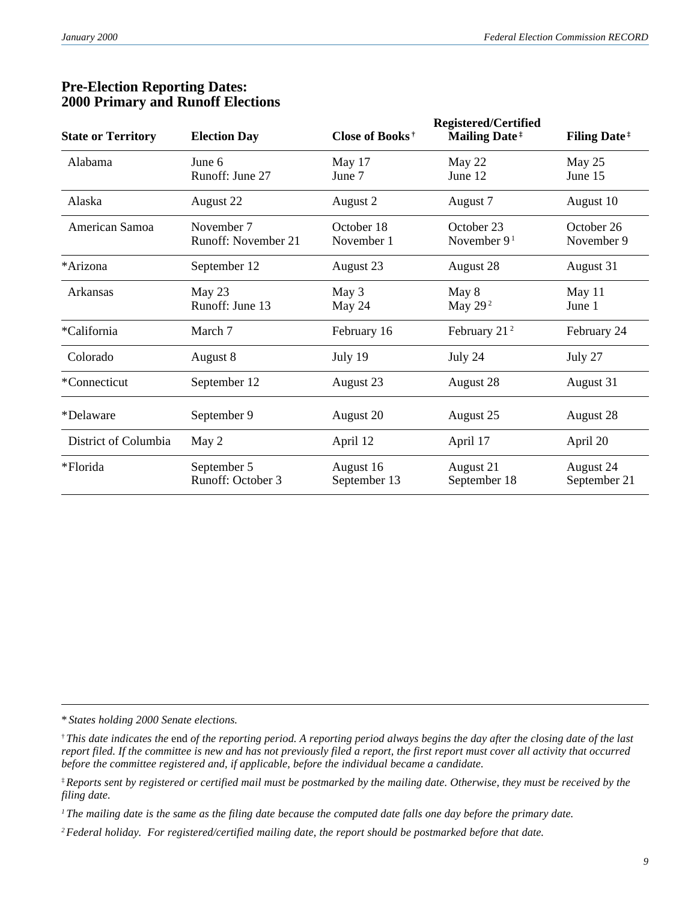## Pre-Election Reporting Dates: 2000 Primary and Runoff Elections

| State or Territory | Election Day | Close of Books[†] | Registered/Certified Mailing Date[‡] | Filing Date[‡] |
|---|---|---|---|---|
| Alabama | June 6<br>Runoff: June 27 | May 17<br>June 7 | May 22<br>June 12 | May 25<br>June 15 |
| Alaska | August 22 | August 2 | August 7 | August 10 |
| American Samoa | November 7<br>Runoff: November 21 | October 18<br>November 1 | October 23<br>November 9[1] | October 26<br>November 9 |
| *Arizona | September 12 | August 23 | August 28 | August 31 |
| Arkansas | May 23<br>Runoff: June 13 | May 3<br>May 24 | May 8<br>May 29[2] | May 11<br>June 1 |
| *California | March 7 | February 16 | February 21[2] | February 24 |
| Colorado | August 8 | July 19 | July 24 | July 27 |
| *Connecticut | September 12 | August 23 | August 28 | August 31 |
| *Delaware | September 9 | August 20 | August 25 | August 28 |
| District of Columbia | May 2 | April 12 | April 17 | April 20 |
| *Florida | September 5<br>Runoff: October 3 | August 16<br>September 13 | August 21<br>September 18 | August 24<br>September 21 |

\* *States holding 2000 Senate elections.*

† *This date indicates the* end *of the reporting period. A reporting period always begins the day after the closing date of the last report filed. If the committee is new and has not previously filed a report, the first report must cover all activity that occurred before the committee registered and, if applicable, before the individual became a candidate.*

‡ *Reports sent by registered or certified mail must be postmarked by the mailing date. Otherwise, they must be received by the filing date.*

[1] *The mailing date is the same as the filing date because the computed date falls one day before the primary date.*

[2] *Federal holiday. For registered/certified mailing date, the report should be postmarked before that date.*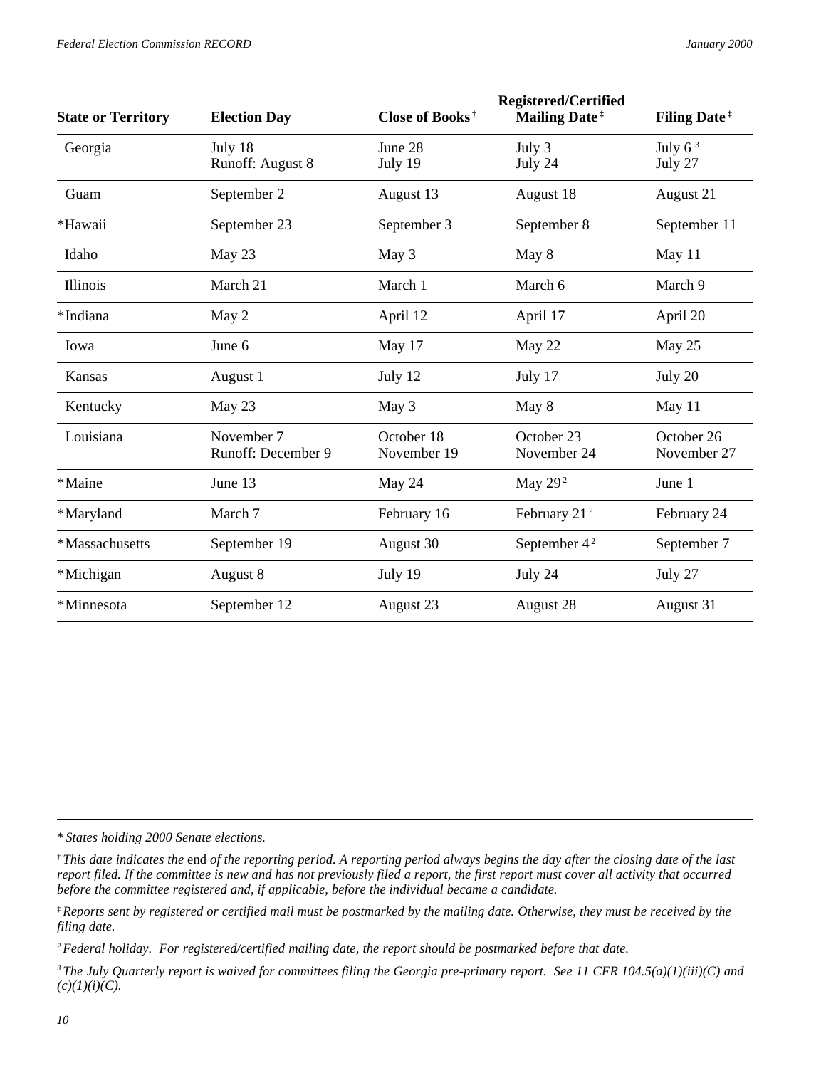| State or Territory | Election Day | Close of Books [†] | Registered/Certified Mailing Date [‡] | Filing Date [‡] |
|---|---|---|---|---|
| Georgia | July 18<br>Runoff: August 8 | June 28<br>July 19 | July 3<br>July 24 | July 6 [3]<br>July 27 |
| Guam | September 2 | August 13 | August 18 | August 21 |
| *Hawaii | September 23 | September 3 | September 8 | September 11 |
| Idaho | May 23 | May 3 | May 8 | May 11 |
| Illinois | March 21 | March 1 | March 6 | March 9 |
| *Indiana | May 2 | April 12 | April 17 | April 20 |
| Iowa | June 6 | May 17 | May 22 | May 25 |
| Kansas | August 1 | July 12 | July 17 | July 20 |
| Kentucky | May 23 | May 3 | May 8 | May 11 |
| Louisiana | November 7<br>Runoff: December 9 | October 18<br>November 19 | October 23<br>November 24 | October 26<br>November 27 |
| *Maine | June 13 | May 24 | May 29 [2] | June 1 |
| *Maryland | March 7 | February 16 | February 21 [2] | February 24 |
| *Massachusetts | September 19 | August 30 | September 4 [2] | September 7 |
| *Michigan | August 8 | July 19 | July 24 | July 27 |
| *Minnesota | September 12 | August 23 | August 28 | August 31 |

---

* *States holding 2000 Senate elections.*

[†] *This date indicates the* end *of the reporting period. A reporting period always begins the day after the closing date of the last report filed. If the committee is new and has not previously filed a report, the first report must cover all activity that occurred before the committee registered and, if applicable, before the individual became a candidate.*

[‡] *Reports sent by registered or certified mail must be postmarked by the mailing date. Otherwise, they must be received by the filing date.*

[2] *Federal holiday. For registered/certified mailing date, the report should be postmarked before that date.*

[3] *The July Quarterly report is waived for committees filing the Georgia pre-primary report. See 11 CFR 104.5(a)(1)(iii)(C) and (c)(1)(i)(C).*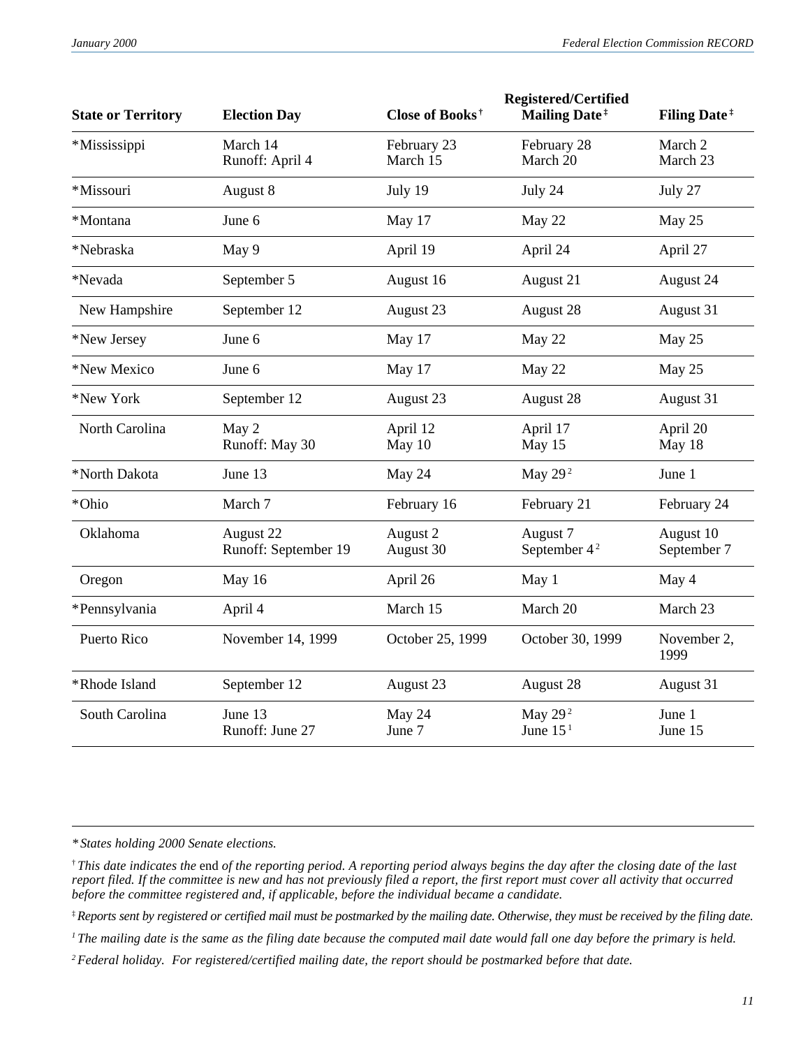| State or Territory | Election Day | Close of Books[†] | Registered/Certified Mailing Date[‡] | Filing Date[‡] |
|---|---|---|---|---|
| *Mississippi | March 14<br>Runoff: April 4 | February 23<br>March 15 | February 28<br>March 20 | March 2<br>March 23 |
| *Missouri | August 8 | July 19 | July 24 | July 27 |
| *Montana | June 6 | May 17 | May 22 | May 25 |
| *Nebraska | May 9 | April 19 | April 24 | April 27 |
| *Nevada | September 5 | August 16 | August 21 | August 24 |
| New Hampshire | September 12 | August 23 | August 28 | August 31 |
| *New Jersey | June 6 | May 17 | May 22 | May 25 |
| *New Mexico | June 6 | May 17 | May 22 | May 25 |
| *New York | September 12 | August 23 | August 28 | August 31 |
| North Carolina | May 2<br>Runoff: May 30 | April 12<br>May 10 | April 17<br>May 15 | April 20<br>May 18 |
| *North Dakota | June 13 | May 24 | May 29[2] | June 1 |
| *Ohio | March 7 | February 16 | February 21 | February 24 |
| Oklahoma | August 22<br>Runoff: September 19 | August 2<br>August 30 | August 7<br>September 4[2] | August 10<br>September 7 |
| Oregon | May 16 | April 26 | May 1 | May 4 |
| *Pennsylvania | April 4 | March 15 | March 20 | March 23 |
| Puerto Rico | November 14, 1999 | October 25, 1999 | October 30, 1999 | November 2, 1999 |
| *Rhode Island | September 12 | August 23 | August 28 | August 31 |
| South Carolina | June 13<br>Runoff: June 27 | May 24<br>June 7 | May 29[2]<br>June 15[1] | June 1<br>June 15 |

*\* States holding 2000 Senate elections.*

[†] *This date indicates the* end *of the reporting period. A reporting period always begins the day after the closing date of the last report filed. If the committee is new and has not previously filed a report, the first report must cover all activity that occurred before the committee registered and, if applicable, before the individual became a candidate.*

[‡] *Reports sent by registered or certified mail must be postmarked by the mailing date. Otherwise, they must be received by the filing date.*

[1] *The mailing date is the same as the filing date because the computed mail date would fall one day before the primary is held.*

[2] *Federal holiday. For registered/certified mailing date, the report should be postmarked before that date.*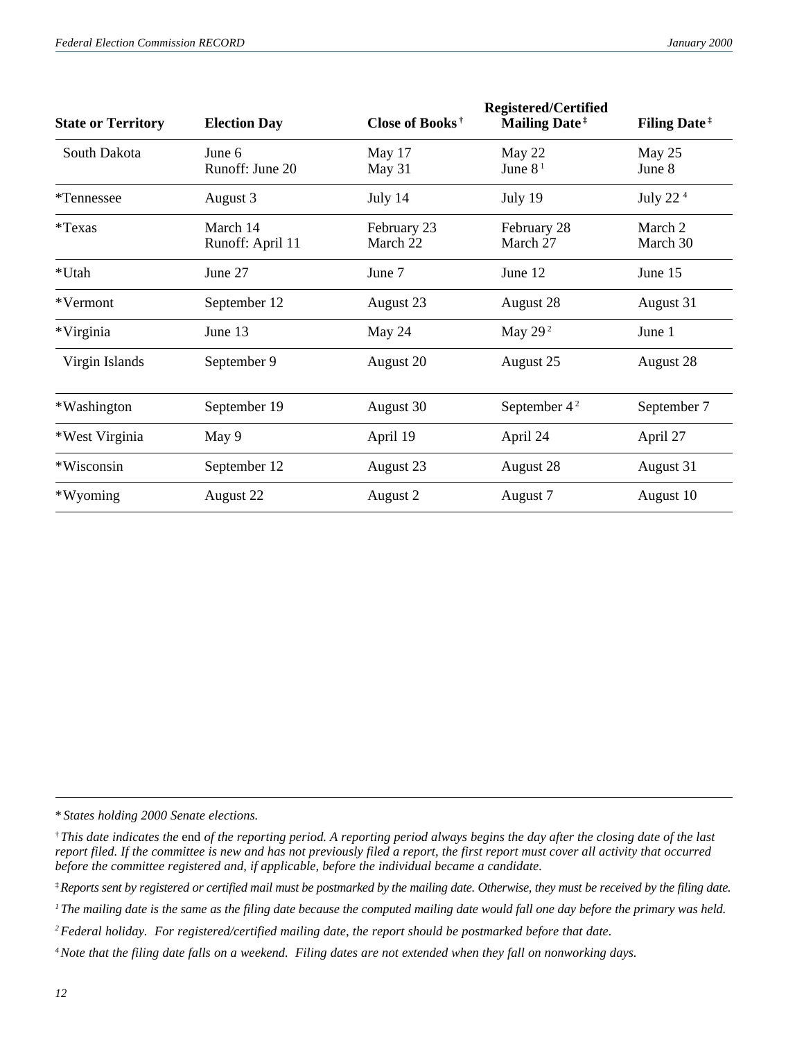| State or Territory | Election Day | Close of Books [†] | Registered/Certified Mailing Date [‡] | Filing Date [‡] |
| --- | --- | --- | --- | --- |
| South Dakota | June 6<br>Runoff: June 20 | May 17<br>May 31 | May 22<br>June 8 [1] | May 25<br>June 8 |
| *Tennessee | August 3 | July 14 | July 19 | July 22 [4] |
| *Texas | March 14<br>Runoff: April 11 | February 23<br>March 22 | February 28<br>March 27 | March 2<br>March 30 |
| *Utah | June 27 | June 7 | June 12 | June 15 |
| *Vermont | September 12 | August 23 | August 28 | August 31 |
| *Virginia | June 13 | May 24 | May 29 [2] | June 1 |
| Virgin Islands | September 9 | August 20 | August 25 | August 28 |
| *Washington | September 19 | August 30 | September 4 [2] | September 7 |
| *West Virginia | May 9 | April 19 | April 24 | April 27 |
| *Wisconsin | September 12 | August 23 | August 28 | August 31 |
| *Wyoming | August 22 | August 2 | August 7 | August 10 |

---

* *States holding 2000 Senate elections.*

[†] *This date indicates the* end *of the reporting period. A reporting period always begins the day after the closing date of the last report filed. If the committee is new and has not previously filed a report, the first report must cover all activity that occurred before the committee registered and, if applicable, before the individual became a candidate.*

[‡] *Reports sent by registered or certified mail must be postmarked by the mailing date. Otherwise, they must be received by the filing date.*

[1] *The mailing date is the same as the filing date because the computed mailing date would fall one day before the primary was held.*

[2] *Federal holiday. For registered/certified mailing date, the report should be postmarked before that date.*

[4] *Note that the filing date falls on a weekend. Filing dates are not extended when they fall on nonworking days.*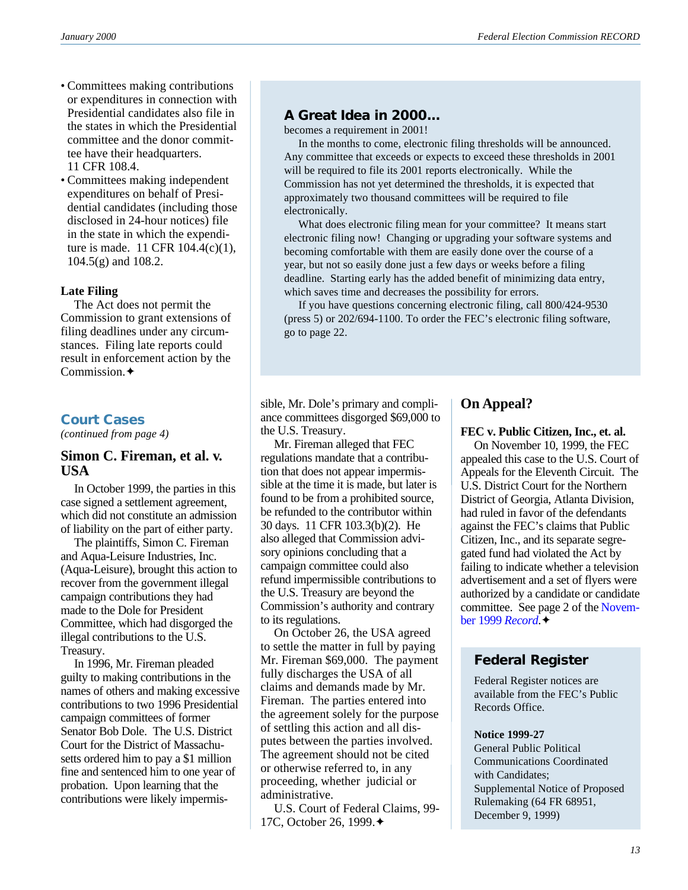- Committees making contributions or expenditures in connection with Presidential candidates also file in the states in which the Presidential committee and the donor committee have their headquarters. 11 CFR 108.4.
- Committees making independent expenditures on behalf of Presidential candidates (including those disclosed in 24-hour notices) file in the state in which the expenditure is made. 11 CFR 104.4(c)(1), 104.5(g) and 108.2.

**Late Filing**

The Act does not permit the Commission to grant extensions of filing deadlines under any circumstances. Filing late reports could result in enforcement action by the Commission.✦

## A Great Idea in 2000...

becomes a requirement in 2001!

In the months to come, electronic filing thresholds will be announced. Any committee that exceeds or expects to exceed these thresholds in 2001 will be required to file its 2001 reports electronically. While the Commission has not yet determined the thresholds, it is expected that approximately two thousand committees will be required to file electronically.

What does electronic filing mean for your committee? It means start electronic filing now! Changing or upgrading your software systems and becoming comfortable with them are easily done over the course of a year, but not so easily done just a few days or weeks before a filing deadline. Starting early has the added benefit of minimizing data entry, which saves time and decreases the possibility for errors.

If you have questions concerning electronic filing, call 800/424-9530 (press 5) or 202/694-1100. To order the FEC's electronic filing software, go to page 22.

## Court Cases

*(continued from page 4)*

### Simon C. Fireman, et al. v. USA

In October 1999, the parties in this case signed a settlement agreement, which did not constitute an admission of liability on the part of either party.

The plaintiffs, Simon C. Fireman and Aqua-Leisure Industries, Inc. (Aqua-Leisure), brought this action to recover from the government illegal campaign contributions they had made to the Dole for President Committee, which had disgorged the illegal contributions to the U.S. Treasury.

In 1996, Mr. Fireman pleaded guilty to making contributions in the names of others and making excessive contributions to two 1996 Presidential campaign committees of former Senator Bob Dole. The U.S. District Court for the District of Massachusetts ordered him to pay a $1 million fine and sentenced him to one year of probation. Upon learning that the contributions were likely impermissible, Mr. Dole's primary and compliance committees disgorged $69,000 to the U.S. Treasury.

Mr. Fireman alleged that FEC regulations mandate that a contribution that does not appear impermissible at the time it is made, but later is found to be from a prohibited source, be refunded to the contributor within 30 days. 11 CFR 103.3(b)(2). He also alleged that Commission advisory opinions concluding that a campaign committee could also refund impermissible contributions to the U.S. Treasury are beyond the Commission's authority and contrary to its regulations.

On October 26, the USA agreed to settle the matter in full by paying Mr. Fireman $69,000. The payment fully discharges the USA of all claims and demands made by Mr. Fireman. The parties entered into the agreement solely for the purpose of settling this action and all disputes between the parties involved. The agreement should not be cited or otherwise referred to, in any proceeding, whether judicial or administrative.

U.S. Court of Federal Claims, 99-17C, October 26, 1999.✦

## On Appeal?

**FEC v. Public Citizen, Inc., et. al.**

On November 10, 1999, the FEC appealed this case to the U.S. Court of Appeals for the Eleventh Circuit. The U.S. District Court for the Northern District of Georgia, Atlanta Division, had ruled in favor of the defendants against the FEC's claims that Public Citizen, Inc., and its separate segregated fund had violated the Act by failing to indicate whether a television advertisement and a set of flyers were authorized by a candidate or candidate committee. See page 2 of the November 1999 *Record*.✦

## Federal Register

Federal Register notices are available from the FEC's Public Records Office.

**Notice 1999-27**
General Public Political Communications Coordinated with Candidates;
Supplemental Notice of Proposed Rulemaking (64 FR 68951, December 9, 1999)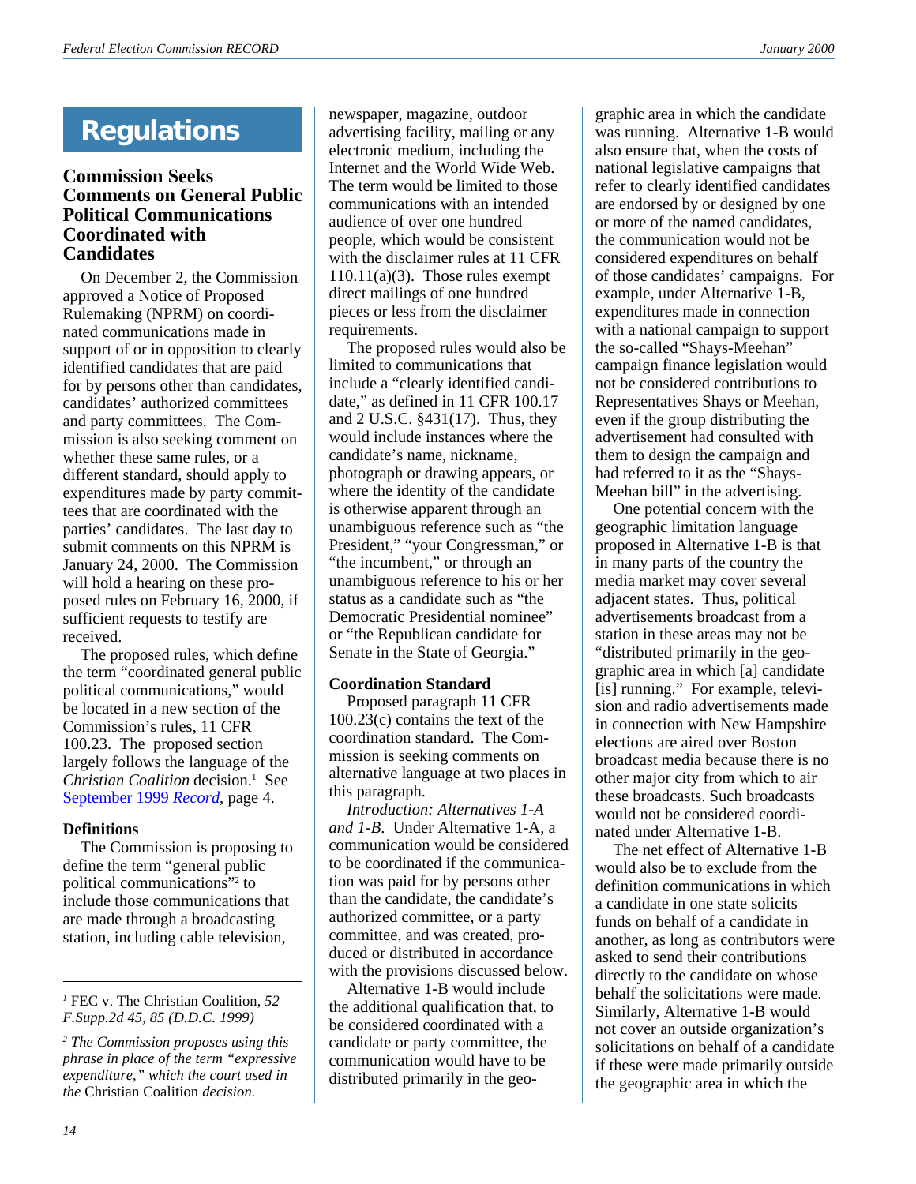# Regulations

## Commission Seeks Comments on General Public Political Communications Coordinated with Candidates

On December 2, the Commission approved a Notice of Proposed Rulemaking (NPRM) on coordinated communications made in support of or in opposition to clearly identified candidates that are paid for by persons other than candidates, candidates' authorized committees and party committees. The Commission is also seeking comment on whether these same rules, or a different standard, should apply to expenditures made by party committees that are coordinated with the parties' candidates. The last day to submit comments on this NPRM is January 24, 2000. The Commission will hold a hearing on these proposed rules on February 16, 2000, if sufficient requests to testify are received.

The proposed rules, which define the term "coordinated general public political communications," would be located in a new section of the Commission's rules, 11 CFR 100.23. The proposed section largely follows the language of the *Christian Coalition* decision.[1] See September 1999 *Record*, page 4.

### Definitions

The Commission is proposing to define the term "general public political communications"[2] to include those communications that are made through a broadcasting station, including cable television, newspaper, magazine, outdoor advertising facility, mailing or any electronic medium, including the Internet and the World Wide Web. The term would be limited to those communications with an intended audience of over one hundred people, which would be consistent with the disclaimer rules at 11 CFR 110.11(a)(3). Those rules exempt direct mailings of one hundred pieces or less from the disclaimer requirements.

The proposed rules would also be limited to communications that include a "clearly identified candidate," as defined in 11 CFR 100.17 and 2 U.S.C. §431(17). Thus, they would include instances where the candidate's name, nickname, photograph or drawing appears, or where the identity of the candidate is otherwise apparent through an unambiguous reference such as "the President," "your Congressman," or "the incumbent," or through an unambiguous reference to his or her status as a candidate such as "the Democratic Presidential nominee" or "the Republican candidate for Senate in the State of Georgia."

### Coordination Standard

Proposed paragraph 11 CFR 100.23(c) contains the text of the coordination standard. The Commission is seeking comments on alternative language at two places in this paragraph.

*Introduction: Alternatives 1-A and 1-B.* Under Alternative 1-A, a communication would be considered to be coordinated if the communication was paid for by persons other than the candidate, the candidate's authorized committee, or a party committee, and was created, produced or distributed in accordance with the provisions discussed below.

Alternative 1-B would include the additional qualification that, to be considered coordinated with a candidate or party committee, the communication would have to be distributed primarily in the geographic area in which the candidate was running. Alternative 1-B would also ensure that, when the costs of national legislative campaigns that refer to clearly identified candidates are endorsed by or designed by one or more of the named candidates, the communication would not be considered expenditures on behalf of those candidates' campaigns. For example, under Alternative 1-B, expenditures made in connection with a national campaign to support the so-called "Shays-Meehan" campaign finance legislation would not be considered contributions to Representatives Shays or Meehan, even if the group distributing the advertisement had consulted with them to design the campaign and had referred to it as the "Shays-Meehan bill" in the advertising.

One potential concern with the geographic limitation language proposed in Alternative 1-B is that in many parts of the country the media market may cover several adjacent states. Thus, political advertisements broadcast from a station in these areas may not be "distributed primarily in the geographic area in which [a] candidate [is] running." For example, television and radio advertisements made in connection with New Hampshire elections are aired over Boston broadcast media because there is no other major city from which to air these broadcasts. Such broadcasts would not be considered coordinated under Alternative 1-B.

The net effect of Alternative 1-B would also be to exclude from the definition communications in which a candidate in one state solicits funds on behalf of a candidate in another, as long as contributors were asked to send their contributions directly to the candidate on whose behalf the solicitations were made. Similarly, Alternative 1-B would not cover an outside organization's solicitations on behalf of a candidate if these were made primarily outside the geographic area in which the

---

[1] FEC v. The Christian Coalition, *52 F.Supp.2d 45, 85 (D.D.C. 1999)*

[2] *The Commission proposes using this phrase in place of the term "expressive expenditure," which the court used in the* Christian Coalition *decision.*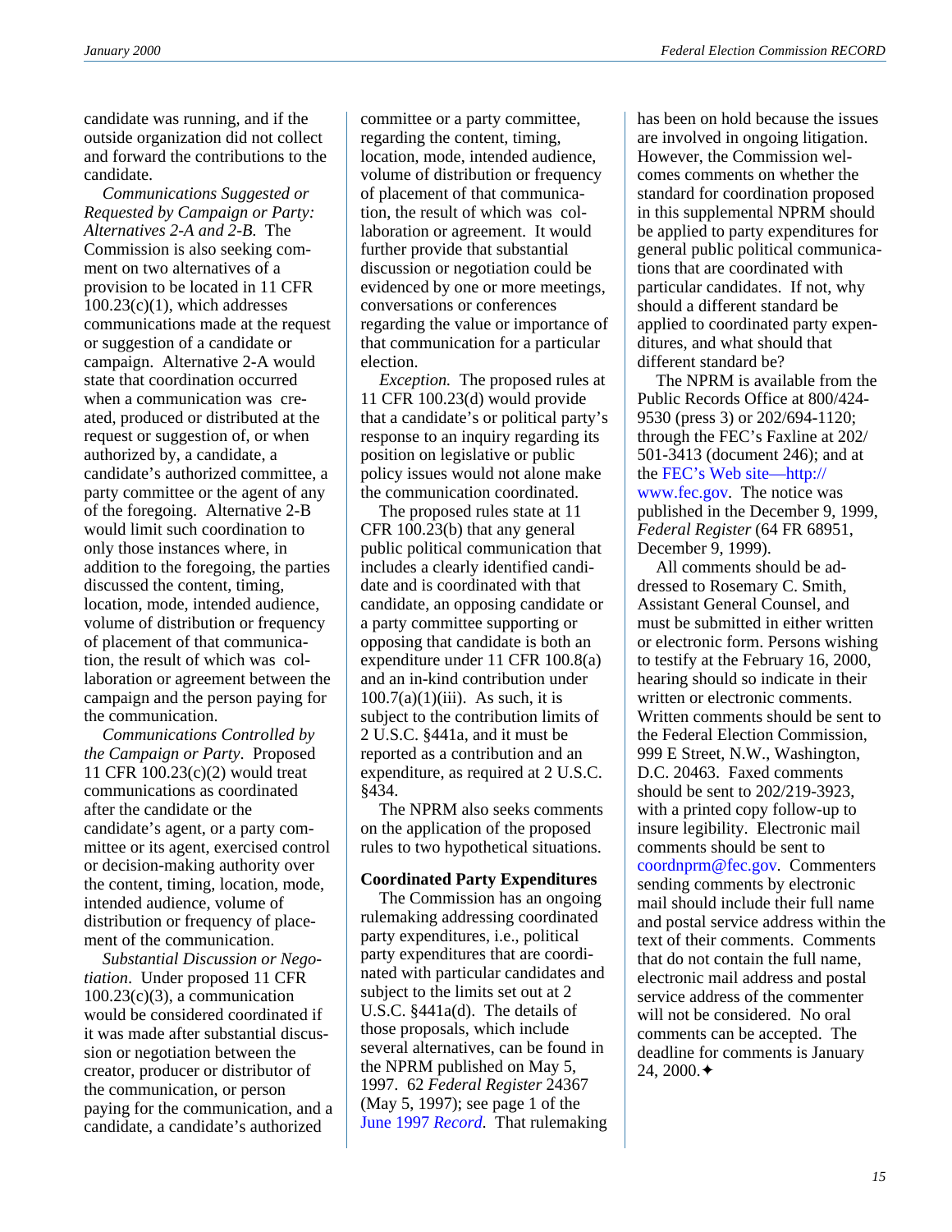candidate was running, and if the outside organization did not collect and forward the contributions to the candidate.

*Communications Suggested or Requested by Campaign or Party: Alternatives 2-A and 2-B.* The Commission is also seeking comment on two alternatives of a provision to be located in 11 CFR 100.23(c)(1), which addresses communications made at the request or suggestion of a candidate or campaign. Alternative 2-A would state that coordination occurred when a communication was created, produced or distributed at the request or suggestion of, or when authorized by, a candidate, a candidate's authorized committee, a party committee or the agent of any of the foregoing. Alternative 2-B would limit such coordination to only those instances where, in addition to the foregoing, the parties discussed the content, timing, location, mode, intended audience, volume of distribution or frequency of placement of that communication, the result of which was collaboration or agreement between the campaign and the person paying for the communication.

*Communications Controlled by the Campaign or Party.* Proposed 11 CFR 100.23(c)(2) would treat communications as coordinated after the candidate or the candidate's agent, or a party committee or its agent, exercised control or decision-making authority over the content, timing, location, mode, intended audience, volume of distribution or frequency of placement of the communication.

*Substantial Discussion or Negotiation.* Under proposed 11 CFR 100.23(c)(3), a communication would be considered coordinated if it was made after substantial discussion or negotiation between the creator, producer or distributor of the communication, or person paying for the communication, and a candidate, a candidate's authorized committee or a party committee, regarding the content, timing, location, mode, intended audience, volume of distribution or frequency of placement of that communication, the result of which was collaboration or agreement. It would further provide that substantial discussion or negotiation could be evidenced by one or more meetings, conversations or conferences regarding the value or importance of that communication for a particular election.

*Exception.* The proposed rules at 11 CFR 100.23(d) would provide that a candidate's or political party's response to an inquiry regarding its position on legislative or public policy issues would not alone make the communication coordinated.

The proposed rules state at 11 CFR 100.23(b) that any general public political communication that includes a clearly identified candidate and is coordinated with that candidate, an opposing candidate or a party committee supporting or opposing that candidate is both an expenditure under 11 CFR 100.8(a) and an in-kind contribution under 100.7(a)(1)(iii). As such, it is subject to the contribution limits of 2 U.S.C. §441a, and it must be reported as a contribution and an expenditure, as required at 2 U.S.C. §434.

The NPRM also seeks comments on the application of the proposed rules to two hypothetical situations.

**Coordinated Party Expenditures**

The Commission has an ongoing rulemaking addressing coordinated party expenditures, i.e., political party expenditures that are coordinated with particular candidates and subject to the limits set out at 2 U.S.C. §441a(d). The details of those proposals, which include several alternatives, can be found in the NPRM published on May 5, 1997. 62 *Federal Register* 24367 (May 5, 1997); see page 1 of the June 1997 *Record*. That rulemaking has been on hold because the issues are involved in ongoing litigation. However, the Commission welcomes comments on whether the standard for coordination proposed in this supplemental NPRM should be applied to party expenditures for general public political communications that are coordinated with particular candidates. If not, why should a different standard be applied to coordinated party expenditures, and what should that different standard be?

The NPRM is available from the Public Records Office at 800/424-9530 (press 3) or 202/694-1120; through the FEC's Faxline at 202/501-3413 (document 246); and at the FEC's Web site—http://www.fec.gov. The notice was published in the December 9, 1999, *Federal Register* (64 FR 68951, December 9, 1999).

All comments should be addressed to Rosemary C. Smith, Assistant General Counsel, and must be submitted in either written or electronic form. Persons wishing to testify at the February 16, 2000, hearing should so indicate in their written or electronic comments. Written comments should be sent to the Federal Election Commission, 999 E Street, N.W., Washington, D.C. 20463. Faxed comments should be sent to 202/219-3923, with a printed copy follow-up to insure legibility. Electronic mail comments should be sent to coordnprm@fec.gov. Commenters sending comments by electronic mail should include their full name and postal service address within the text of their comments. Comments that do not contain the full name, electronic mail address and postal service address of the commenter will not be considered. No oral comments can be accepted. The deadline for comments is January 24, 2000.✦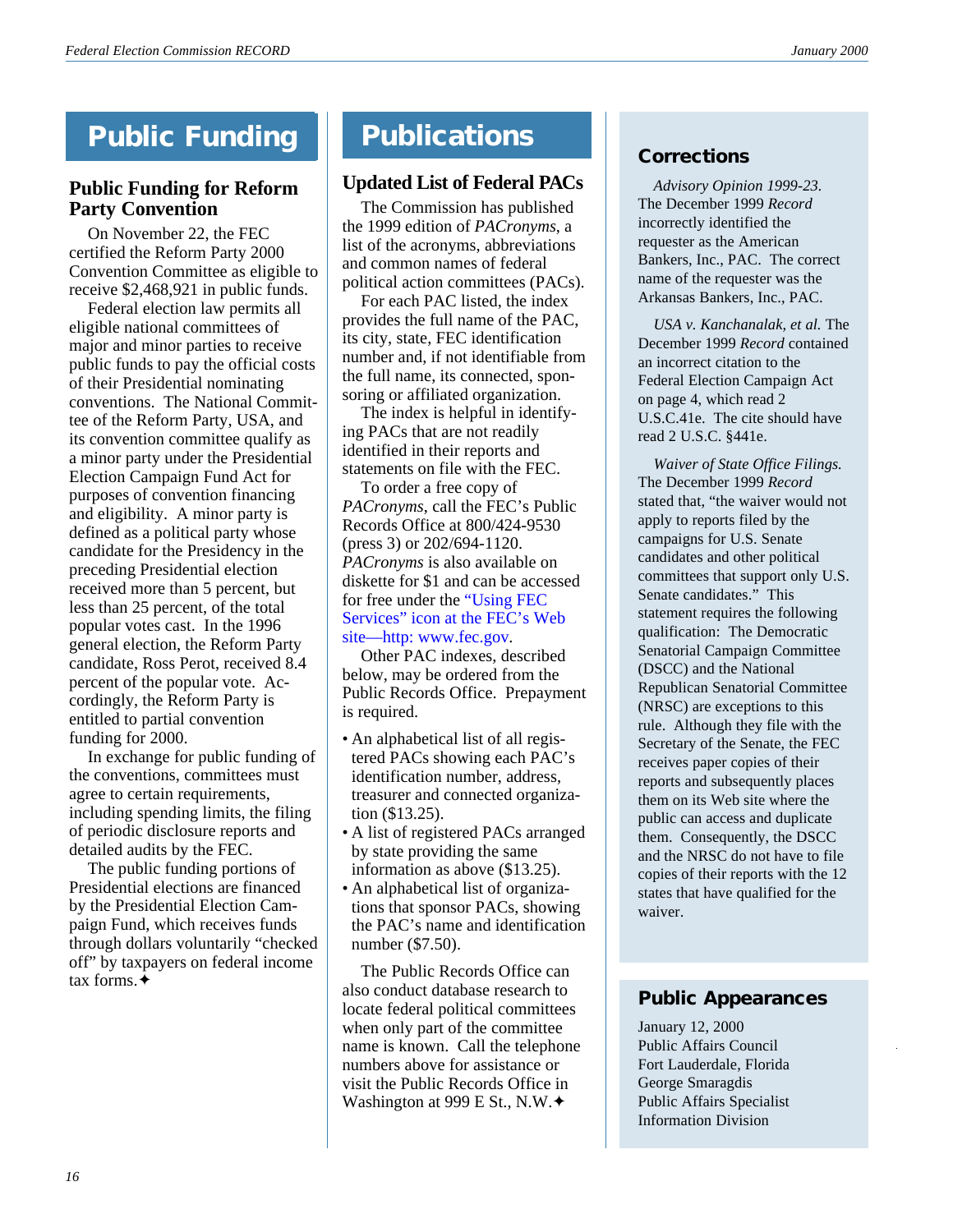# Public Funding

## Public Funding for Reform Party Convention

On November 22, the FEC certified the Reform Party 2000 Convention Committee as eligible to receive $2,468,921 in public funds.

Federal election law permits all eligible national committees of major and minor parties to receive public funds to pay the official costs of their Presidential nominating conventions. The National Committee of the Reform Party, USA, and its convention committee qualify as a minor party under the Presidential Election Campaign Fund Act for purposes of convention financing and eligibility. A minor party is defined as a political party whose candidate for the Presidency in the preceding Presidential election received more than 5 percent, but less than 25 percent, of the total popular votes cast. In the 1996 general election, the Reform Party candidate, Ross Perot, received 8.4 percent of the popular vote. Accordingly, the Reform Party is entitled to partial convention funding for 2000.

In exchange for public funding of the conventions, committees must agree to certain requirements, including spending limits, the filing of periodic disclosure reports and detailed audits by the FEC.

The public funding portions of Presidential elections are financed by the Presidential Election Campaign Fund, which receives funds through dollars voluntarily "checked off" by taxpayers on federal income tax forms.✦

# Publications

## Updated List of Federal PACs

The Commission has published the 1999 edition of *PACronyms*, a list of the acronyms, abbreviations and common names of federal political action committees (PACs).

For each PAC listed, the index provides the full name of the PAC, its city, state, FEC identification number and, if not identifiable from the full name, its connected, sponsoring or affiliated organization.

The index is helpful in identifying PACs that are not readily identified in their reports and statements on file with the FEC.

To order a free copy of *PACronyms*, call the FEC's Public Records Office at 800/424-9530 (press 3) or 202/694-1120. *PACronyms* is also available on diskette for $1 and can be accessed for free under the "Using FEC Services" icon at the FEC's Web site—http: www.fec.gov.

Other PAC indexes, described below, may be ordered from the Public Records Office. Prepayment is required.

- An alphabetical list of all registered PACs showing each PAC's identification number, address, treasurer and connected organization ($13.25).
- A list of registered PACs arranged by state providing the same information as above ($13.25).
- An alphabetical list of organizations that sponsor PACs, showing the PAC's name and identification number ($7.50).

The Public Records Office can also conduct database research to locate federal political committees when only part of the committee name is known. Call the telephone numbers above for assistance or visit the Public Records Office in Washington at 999 E St., N.W.✦

## Corrections

*Advisory Opinion 1999-23.* The December 1999 *Record* incorrectly identified the requester as the American Bankers, Inc., PAC. The correct name of the requester was the Arkansas Bankers, Inc., PAC.

*USA v. Kanchanalak, et al.* The December 1999 *Record* contained an incorrect citation to the Federal Election Campaign Act on page 4, which read 2 U.S.C.41e. The cite should have read 2 U.S.C. §441e.

*Waiver of State Office Filings.* The December 1999 *Record* stated that, "the waiver would not apply to reports filed by the campaigns for U.S. Senate candidates and other political committees that support only U.S. Senate candidates." This statement requires the following qualification: The Democratic Senatorial Campaign Committee (DSCC) and the National Republican Senatorial Committee (NRSC) are exceptions to this rule. Although they file with the Secretary of the Senate, the FEC receives paper copies of their reports and subsequently places them on its Web site where the public can access and duplicate them. Consequently, the DSCC and the NRSC do not have to file copies of their reports with the 12 states that have qualified for the waiver.

## Public Appearances

January 12, 2000
Public Affairs Council
Fort Lauderdale, Florida
George Smaragdis
Public Affairs Specialist
Information Division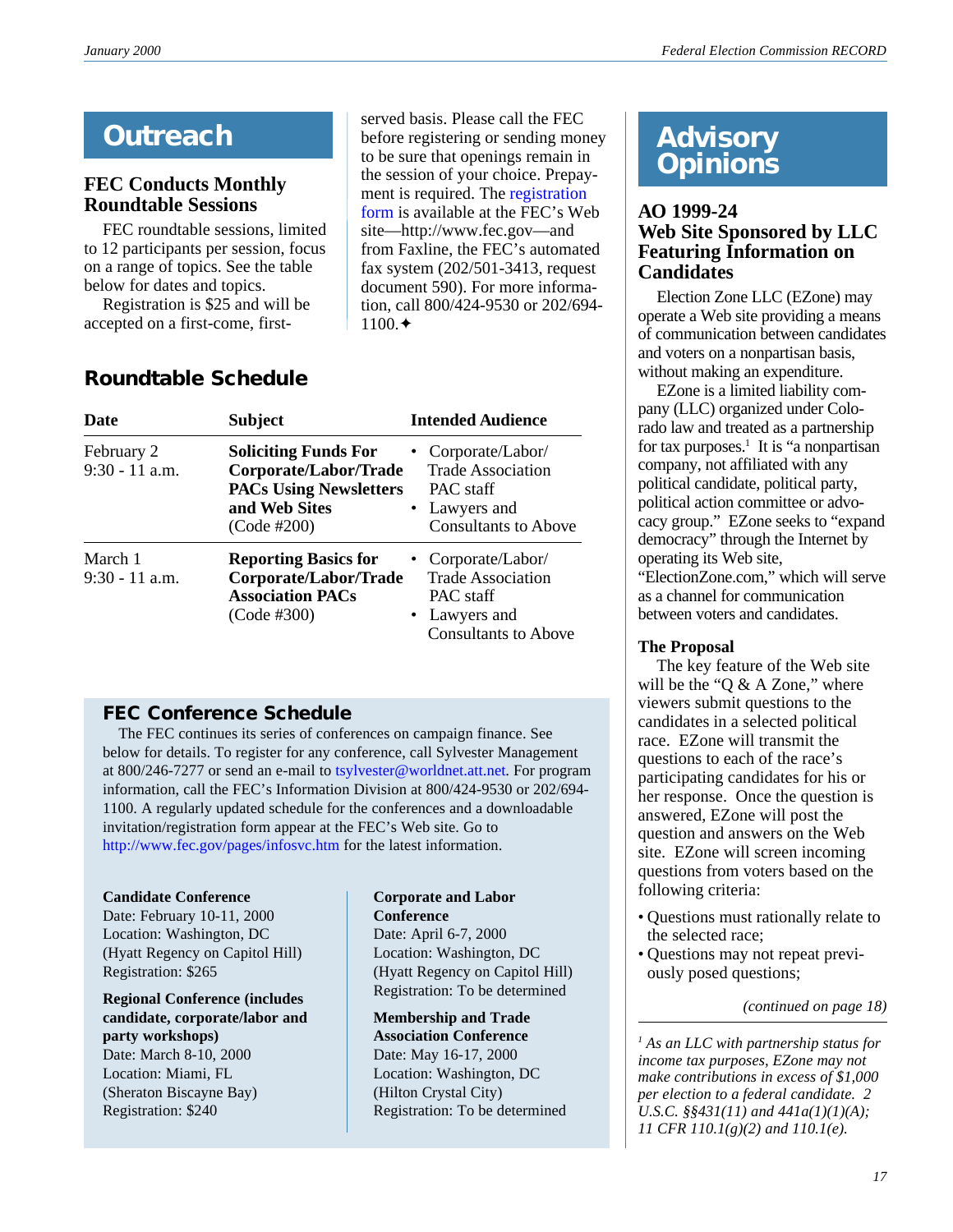# Outreach

## FEC Conducts Monthly Roundtable Sessions

FEC roundtable sessions, limited to 12 participants per session, focus on a range of topics. See the table below for dates and topics.

Registration is $25 and will be accepted on a first-come, first-served basis. Please call the FEC before registering or sending money to be sure that openings remain in the session of your choice. Prepayment is required. The registration form is available at the FEC's Web site—http://www.fec.gov—and from Faxline, the FEC's automated fax system (202/501-3413, request document 590). For more information, call 800/424-9530 or 202/694-1100.✦

## Roundtable Schedule

| Date | Subject | Intended Audience |
|---|---|---|
| February 2<br>9:30 - 11 a.m. | **Soliciting Funds For Corporate/Labor/Trade PACs Using Newsletters and Web Sites** (Code #200) | • Corporate/Labor/Trade Association PAC staff<br>• Lawyers and Consultants to Above |
| March 1<br>9:30 - 11 a.m. | **Reporting Basics for Corporate/Labor/Trade Association PACs** (Code #300) | • Corporate/Labor/Trade Association PAC staff<br>• Lawyers and Consultants to Above |

## FEC Conference Schedule

The FEC continues its series of conferences on campaign finance. See below for details. To register for any conference, call Sylvester Management at 800/246-7277 or send an e-mail to tsylvester@worldnet.att.net. For program information, call the FEC's Information Division at 800/424-9530 or 202/694-1100. A regularly updated schedule for the conferences and a downloadable invitation/registration form appear at the FEC's Web site. Go to http://www.fec.gov/pages/infosvc.htm for the latest information.

**Candidate Conference**
Date: February 10-11, 2000
Location: Washington, DC
(Hyatt Regency on Capitol Hill)
Registration: $265

**Regional Conference (includes candidate, corporate/labor and party workshops)**
Date: March 8-10, 2000
Location: Miami, FL
(Sheraton Biscayne Bay)
Registration: $240

**Corporate and Labor Conference**
Date: April 6-7, 2000
Location: Washington, DC
(Hyatt Regency on Capitol Hill)
Registration: To be determined

**Membership and Trade Association Conference**
Date: May 16-17, 2000
Location: Washington, DC
(Hilton Crystal City)
Registration: To be determined

# Advisory Opinions

## AO 1999-24 Web Site Sponsored by LLC Featuring Information on Candidates

Election Zone LLC (EZone) may operate a Web site providing a means of communication between candidates and voters on a nonpartisan basis, without making an expenditure.

EZone is a limited liability company (LLC) organized under Colorado law and treated as a partnership for tax purposes.[1] It is "a nonpartisan company, not affiliated with any political candidate, political party, political action committee or advocacy group." EZone seeks to "expand democracy" through the Internet by operating its Web site, "ElectionZone.com," which will serve as a channel for communication between voters and candidates.

### The Proposal

The key feature of the Web site will be the "Q & A Zone," where viewers submit questions to the candidates in a selected political race. EZone will transmit the questions to each of the race's participating candidates for his or her response. Once the question is answered, EZone will post the question and answers on the Web site. EZone will screen incoming questions from voters based on the following criteria:

- Questions must rationally relate to the selected race;
- Questions may not repeat previously posed questions;

*(continued on page 18)*

*[1] As an LLC with partnership status for income tax purposes, EZone may not make contributions in excess of $1,000 per election to a federal candidate. 2 U.S.C. §§431(11) and 441a(1)(1)(A); 11 CFR 110.1(g)(2) and 110.1(e).*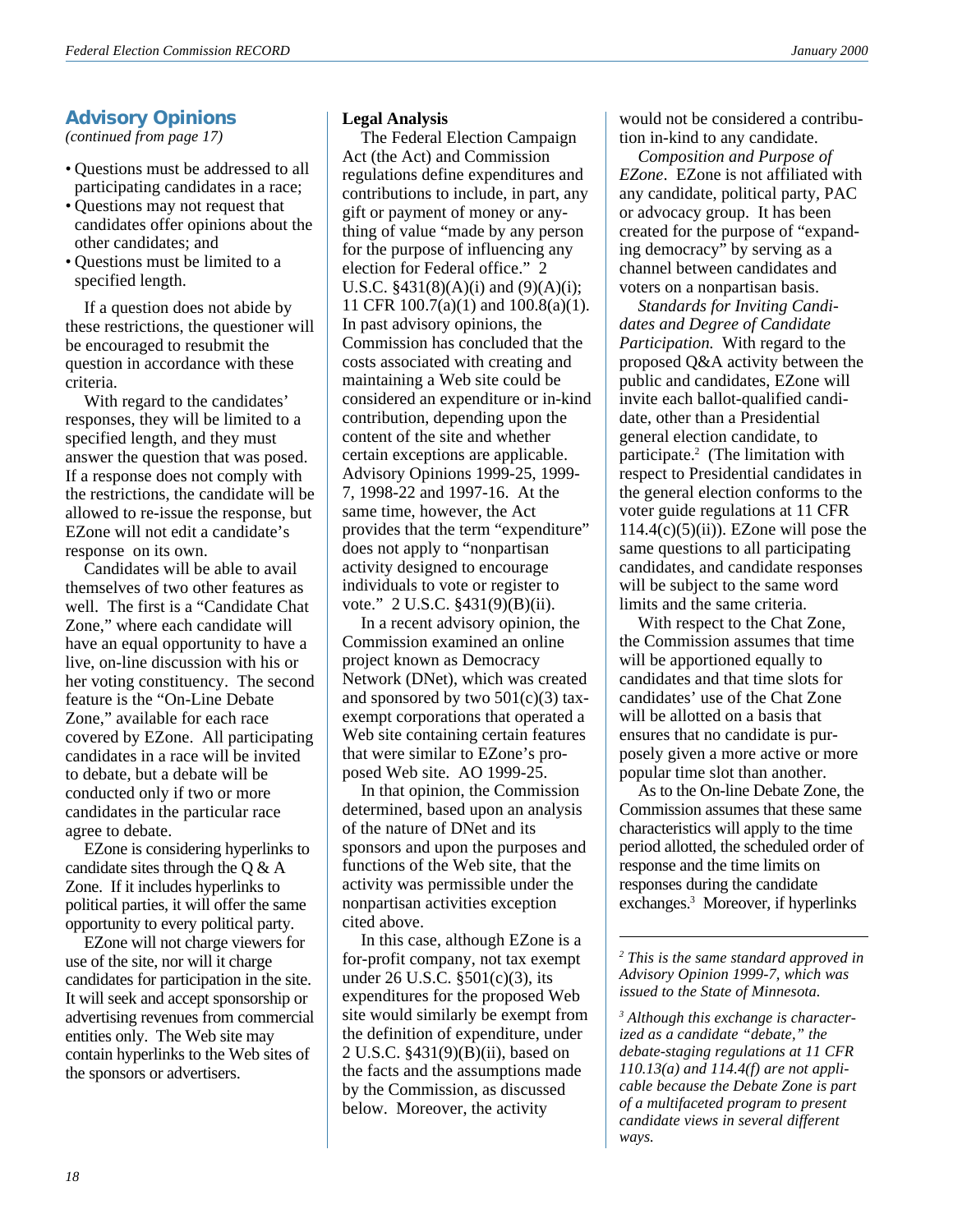## Advisory Opinions

*(continued from page 17)*

- Questions must be addressed to all participating candidates in a race;
- Questions may not request that candidates offer opinions about the other candidates; and
- Questions must be limited to a specified length.

If a question does not abide by these restrictions, the questioner will be encouraged to resubmit the question in accordance with these criteria.

With regard to the candidates' responses, they will be limited to a specified length, and they must answer the question that was posed. If a response does not comply with the restrictions, the candidate will be allowed to re-issue the response, but EZone will not edit a candidate's response on its own.

Candidates will be able to avail themselves of two other features as well. The first is a "Candidate Chat Zone," where each candidate will have an equal opportunity to have a live, on-line discussion with his or her voting constituency. The second feature is the "On-Line Debate Zone," available for each race covered by EZone. All participating candidates in a race will be invited to debate, but a debate will be conducted only if two or more candidates in the particular race agree to debate.

EZone is considering hyperlinks to candidate sites through the Q & A Zone. If it includes hyperlinks to political parties, it will offer the same opportunity to every political party.

EZone will not charge viewers for use of the site, nor will it charge candidates for participation in the site. It will seek and accept sponsorship or advertising revenues from commercial entities only. The Web site may contain hyperlinks to the Web sites of the sponsors or advertisers.

**Legal Analysis**

The Federal Election Campaign Act (the Act) and Commission regulations define expenditures and contributions to include, in part, any gift or payment of money or anything of value "made by any person for the purpose of influencing any election for Federal office." 2 U.S.C. §431(8)(A)(i) and (9)(A)(i); 11 CFR 100.7(a)(1) and 100.8(a)(1). In past advisory opinions, the Commission has concluded that the costs associated with creating and maintaining a Web site could be considered an expenditure or in-kind contribution, depending upon the content of the site and whether certain exceptions are applicable. Advisory Opinions 1999-25, 1999-7, 1998-22 and 1997-16. At the same time, however, the Act provides that the term "expenditure" does not apply to "nonpartisan activity designed to encourage individuals to vote or register to vote." 2 U.S.C. §431(9)(B)(ii).

In a recent advisory opinion, the Commission examined an online project known as Democracy Network (DNet), which was created and sponsored by two 501(c)(3) tax-exempt corporations that operated a Web site containing certain features that were similar to EZone's proposed Web site. AO 1999-25.

In that opinion, the Commission determined, based upon an analysis of the nature of DNet and its sponsors and upon the purposes and functions of the Web site, that the activity was permissible under the nonpartisan activities exception cited above.

In this case, although EZone is a for-profit company, not tax exempt under 26 U.S.C. §501(c)(3), its expenditures for the proposed Web site would similarly be exempt from the definition of expenditure, under 2 U.S.C. §431(9)(B)(ii), based on the facts and the assumptions made by the Commission, as discussed below. Moreover, the activity would not be considered a contribution in-kind to any candidate.

*Composition and Purpose of EZone*. EZone is not affiliated with any candidate, political party, PAC or advocacy group. It has been created for the purpose of "expanding democracy" by serving as a channel between candidates and voters on a nonpartisan basis.

*Standards for Inviting Candidates and Degree of Candidate Participation.* With regard to the proposed Q&A activity between the public and candidates, EZone will invite each ballot-qualified candidate, other than a Presidential general election candidate, to participate.[2] (The limitation with respect to Presidential candidates in the general election conforms to the voter guide regulations at 11 CFR 114.4(c)(5)(ii)). EZone will pose the same questions to all participating candidates, and candidate responses will be subject to the same word limits and the same criteria.

With respect to the Chat Zone, the Commission assumes that time will be apportioned equally to candidates and that time slots for candidates' use of the Chat Zone will be allotted on a basis that ensures that no candidate is purposely given a more active or more popular time slot than another.

As to the On-line Debate Zone, the Commission assumes that these same characteristics will apply to the time period allotted, the scheduled order of response and the time limits on responses during the candidate exchanges.[3] Moreover, if hyperlinks

---

*[2] This is the same standard approved in Advisory Opinion 1999-7, which was issued to the State of Minnesota.*

*[3] Although this exchange is characterized as a candidate "debate," the debate-staging regulations at 11 CFR 110.13(a) and 114.4(f) are not applicable because the Debate Zone is part of a multifaceted program to present candidate views in several different ways.*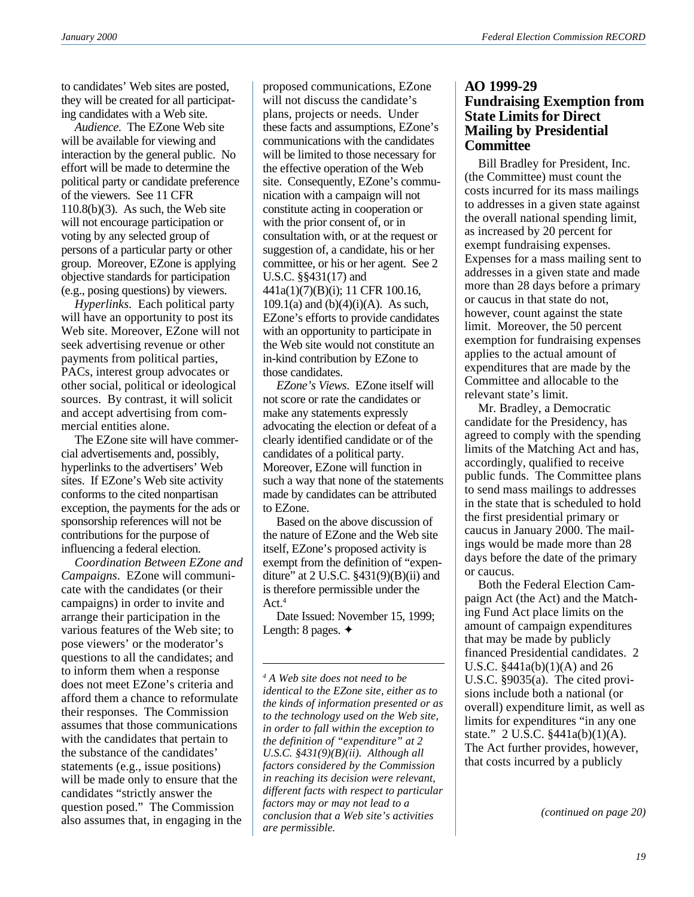to candidates' Web sites are posted, they will be created for all participating candidates with a Web site.

*Audience.* The EZone Web site will be available for viewing and interaction by the general public. No effort will be made to determine the political party or candidate preference of the viewers. See 11 CFR 110.8(b)(3). As such, the Web site will not encourage participation or voting by any selected group of persons of a particular party or other group. Moreover, EZone is applying objective standards for participation (e.g., posing questions) by viewers.

*Hyperlinks*. Each political party will have an opportunity to post its Web site. Moreover, EZone will not seek advertising revenue or other payments from political parties, PACs, interest group advocates or other social, political or ideological sources. By contrast, it will solicit and accept advertising from commercial entities alone.

The EZone site will have commercial advertisements and, possibly, hyperlinks to the advertisers' Web sites. If EZone's Web site activity conforms to the cited nonpartisan exception, the payments for the ads or sponsorship references will not be contributions for the purpose of influencing a federal election.

*Coordination Between EZone and Campaigns*. EZone will communicate with the candidates (or their campaigns) in order to invite and arrange their participation in the various features of the Web site; to pose viewers' or the moderator's questions to all the candidates; and to inform them when a response does not meet EZone's criteria and afford them a chance to reformulate their responses. The Commission assumes that those communications with the candidates that pertain to the substance of the candidates' statements (e.g., issue positions) will be made only to ensure that the candidates "strictly answer the question posed." The Commission also assumes that, in engaging in the proposed communications, EZone will not discuss the candidate's plans, projects or needs. Under these facts and assumptions, EZone's communications with the candidates will be limited to those necessary for the effective operation of the Web site. Consequently, EZone's communication with a campaign will not constitute acting in cooperation or with the prior consent of, or in consultation with, or at the request or suggestion of, a candidate, his or her committee, or his or her agent. See 2 U.S.C. §§431(17) and 441a(1)(7)(B)(i); 11 CFR 100.16, 109.1(a) and (b)(4)(i)(A). As such, EZone's efforts to provide candidates with an opportunity to participate in the Web site would not constitute an in-kind contribution by EZone to those candidates.

*EZone's Views.* EZone itself will not score or rate the candidates or make any statements expressly advocating the election or defeat of a clearly identified candidate or of the candidates of a political party. Moreover, EZone will function in such a way that none of the statements made by candidates can be attributed to EZone.

Based on the above discussion of the nature of EZone and the Web site itself, EZone's proposed activity is exempt from the definition of "expenditure" at 2 U.S.C. §431(9)(B)(ii) and is therefore permissible under the Act.[4]

Date Issued: November 15, 1999; Length: 8 pages. ✦

---

*[4] A Web site does not need to be identical to the EZone site, either as to the kinds of information presented or as to the technology used on the Web site, in order to fall within the exception to the definition of "expenditure" at 2 U.S.C. §431(9)(B)(ii). Although all factors considered by the Commission in reaching its decision were relevant, different facts with respect to particular factors may or may not lead to a conclusion that a Web site's activities are permissible.*

## AO 1999-29 Fundraising Exemption from State Limits for Direct Mailing by Presidential Committee

Bill Bradley for President, Inc. (the Committee) must count the costs incurred for its mass mailings to addresses in a given state against the overall national spending limit, as increased by 20 percent for exempt fundraising expenses. Expenses for a mass mailing sent to addresses in a given state and made more than 28 days before a primary or caucus in that state do not, however, count against the state limit. Moreover, the 50 percent exemption for fundraising expenses applies to the actual amount of expenditures that are made by the Committee and allocable to the relevant state's limit.

Mr. Bradley, a Democratic candidate for the Presidency, has agreed to comply with the spending limits of the Matching Act and has, accordingly, qualified to receive public funds. The Committee plans to send mass mailings to addresses in the state that is scheduled to hold the first presidential primary or caucus in January 2000. The mailings would be made more than 28 days before the date of the primary or caucus.

Both the Federal Election Campaign Act (the Act) and the Matching Fund Act place limits on the amount of campaign expenditures that may be made by publicly financed Presidential candidates. 2 U.S.C. §441a(b)(1)(A) and 26 U.S.C. §9035(a). The cited provisions include both a national (or overall) expenditure limit, as well as limits for expenditures "in any one state." 2 U.S.C. §441a(b)(1)(A). The Act further provides, however, that costs incurred by a publicly

*(continued on page 20)*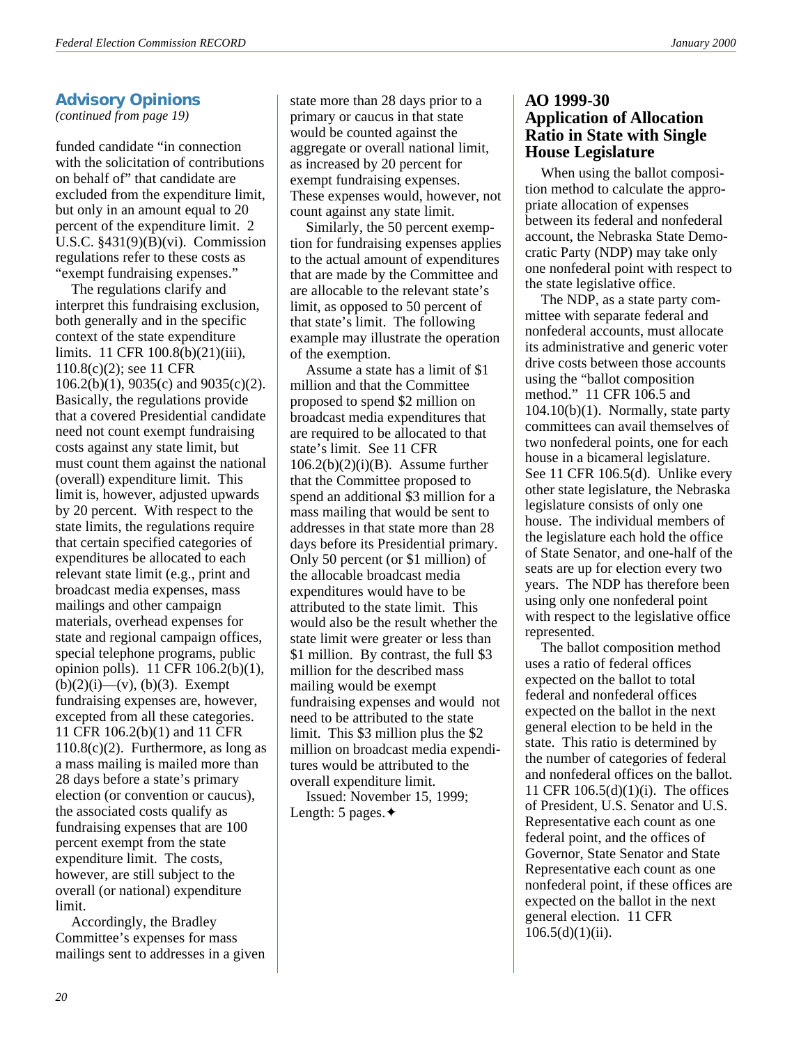## Advisory Opinions

*(continued from page 19)*

funded candidate "in connection with the solicitation of contributions on behalf of" that candidate are excluded from the expenditure limit, but only in an amount equal to 20 percent of the expenditure limit. 2 U.S.C. §431(9)(B)(vi). Commission regulations refer to these costs as "exempt fundraising expenses."

The regulations clarify and interpret this fundraising exclusion, both generally and in the specific context of the state expenditure limits. 11 CFR 100.8(b)(21)(iii), 110.8(c)(2); see 11 CFR 106.2(b)(1), 9035(c) and 9035(c)(2). Basically, the regulations provide that a covered Presidential candidate need not count exempt fundraising costs against any state limit, but must count them against the national (overall) expenditure limit. This limit is, however, adjusted upwards by 20 percent. With respect to the state limits, the regulations require that certain specified categories of expenditures be allocated to each relevant state limit (e.g., print and broadcast media expenses, mass mailings and other campaign materials, overhead expenses for state and regional campaign offices, special telephone programs, public opinion polls). 11 CFR 106.2(b)(1), (b)(2)(i)—(v), (b)(3). Exempt fundraising expenses are, however, excepted from all these categories. 11 CFR 106.2(b)(1) and 11 CFR 110.8(c)(2). Furthermore, as long as a mass mailing is mailed more than 28 days before a state's primary election (or convention or caucus), the associated costs qualify as fundraising expenses that are 100 percent exempt from the state expenditure limit. The costs, however, are still subject to the overall (or national) expenditure limit.

Accordingly, the Bradley Committee's expenses for mass mailings sent to addresses in a given state more than 28 days prior to a primary or caucus in that state would be counted against the aggregate or overall national limit, as increased by 20 percent for exempt fundraising expenses. These expenses would, however, not count against any state limit.

Similarly, the 50 percent exemption for fundraising expenses applies to the actual amount of expenditures that are made by the Committee and are allocable to the relevant state's limit, as opposed to 50 percent of that state's limit. The following example may illustrate the operation of the exemption.

Assume a state has a limit of $1 million and that the Committee proposed to spend $2 million on broadcast media expenditures that are required to be allocated to that state's limit. See 11 CFR 106.2(b)(2)(i)(B). Assume further that the Committee proposed to spend an additional $3 million for a mass mailing that would be sent to addresses in that state more than 28 days before its Presidential primary. Only 50 percent (or $1 million) of the allocable broadcast media expenditures would have to be attributed to the state limit. This would also be the result whether the state limit were greater or less than $1 million. By contrast, the full $3 million for the described mass mailing would be exempt fundraising expenses and would not need to be attributed to the state limit. This $3 million plus the $2 million on broadcast media expenditures would be attributed to the overall expenditure limit.

Issued: November 15, 1999; Length: 5 pages.✦

### AO 1999-30 Application of Allocation Ratio in State with Single House Legislature

When using the ballot composition method to calculate the appropriate allocation of expenses between its federal and nonfederal account, the Nebraska State Democratic Party (NDP) may take only one nonfederal point with respect to the state legislative office.

The NDP, as a state party committee with separate federal and nonfederal accounts, must allocate its administrative and generic voter drive costs between those accounts using the "ballot composition method." 11 CFR 106.5 and 104.10(b)(1). Normally, state party committees can avail themselves of two nonfederal points, one for each house in a bicameral legislature. See 11 CFR 106.5(d). Unlike every other state legislature, the Nebraska legislature consists of only one house. The individual members of the legislature each hold the office of State Senator, and one-half of the seats are up for election every two years. The NDP has therefore been using only one nonfederal point with respect to the legislative office represented.

The ballot composition method uses a ratio of federal offices expected on the ballot to total federal and nonfederal offices expected on the ballot in the next general election to be held in the state. This ratio is determined by the number of categories of federal and nonfederal offices on the ballot. 11 CFR 106.5(d)(1)(i). The offices of President, U.S. Senator and U.S. Representative each count as one federal point, and the offices of Governor, State Senator and State Representative each count as one nonfederal point, if these offices are expected on the ballot in the next general election. 11 CFR 106.5(d)(1)(ii).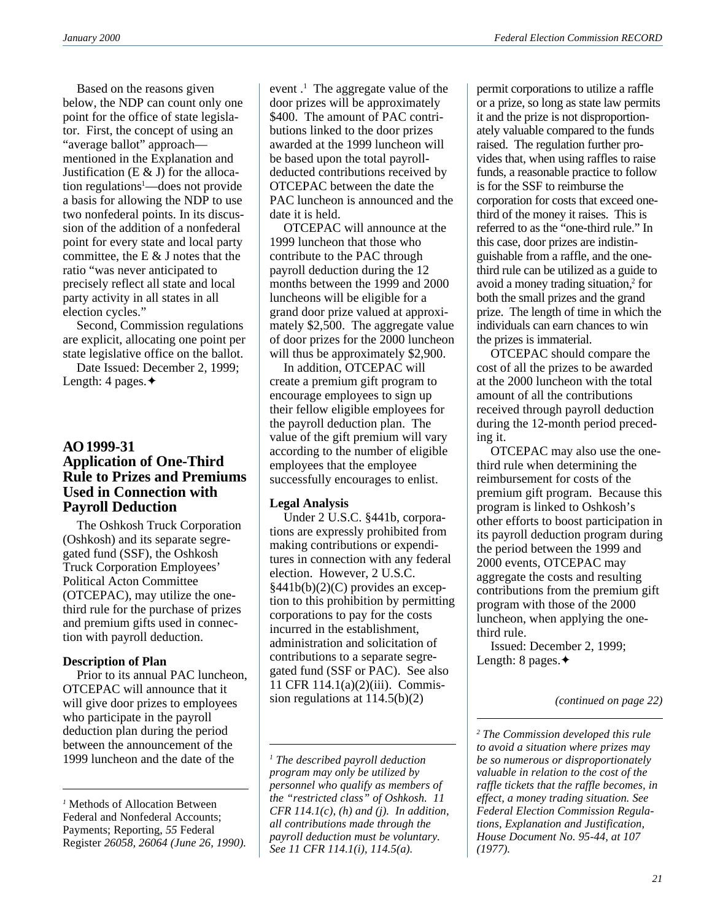Based on the reasons given below, the NDP can count only one point for the office of state legislator. First, the concept of using an "average ballot" approach—mentioned in the Explanation and Justification (E & J) for the allocation regulations[1]—does not provide a basis for allowing the NDP to use two nonfederal points. In its discussion of the addition of a nonfederal point for every state and local party committee, the E & J notes that the ratio "was never anticipated to precisely reflect all state and local party activity in all states in all election cycles."

Second, Commission regulations are explicit, allocating one point per state legislative office on the ballot.

Date Issued: December 2, 1999; Length: 4 pages.✦

[1] Methods of Allocation Between Federal and Nonfederal Accounts; Payments; Reporting, *55* Federal Register *26058, 26064 (June 26, 1990).*

## AO 1999-31
## Application of One-Third Rule to Prizes and Premiums Used in Connection with Payroll Deduction

The Oshkosh Truck Corporation (Oshkosh) and its separate segregated fund (SSF), the Oshkosh Truck Corporation Employees' Political Acton Committee (OTCEPAC), may utilize the one-third rule for the purchase of prizes and premium gifts used in connection with payroll deduction.

### Description of Plan

Prior to its annual PAC luncheon, OTCEPAC will announce that it will give door prizes to employees who participate in the payroll deduction plan during the period between the announcement of the 1999 luncheon and the date of the event .[1] The aggregate value of the door prizes will be approximately $400. The amount of PAC contributions linked to the door prizes awarded at the 1999 luncheon will be based upon the total payroll-deducted contributions received by OTCEPAC between the date the PAC luncheon is announced and the date it is held.

OTCEPAC will announce at the 1999 luncheon that those who contribute to the PAC through payroll deduction during the 12 months between the 1999 and 2000 luncheons will be eligible for a grand door prize valued at approximately $2,500. The aggregate value of door prizes for the 2000 luncheon will thus be approximately $2,900.

In addition, OTCEPAC will create a premium gift program to encourage employees to sign up their fellow eligible employees for the payroll deduction plan. The value of the gift premium will vary according to the number of eligible employees that the employee successfully encourages to enlist.

### Legal Analysis

Under 2 U.S.C. §441b, corporations are expressly prohibited from making contributions or expenditures in connection with any federal election. However, 2 U.S.C. §441b(b)(2)(C) provides an exception to this prohibition by permitting corporations to pay for the costs incurred in the establishment, administration and solicitation of contributions to a separate segregated fund (SSF or PAC). See also 11 CFR 114.1(a)(2)(iii). Commission regulations at 114.5(b)(2) permit corporations to utilize a raffle or a prize, so long as state law permits it and the prize is not disproportionately valuable compared to the funds raised. The regulation further provides that, when using raffles to raise funds, a reasonable practice to follow is for the SSF to reimburse the corporation for costs that exceed one-third of the money it raises. This is referred to as the "one-third rule." In this case, door prizes are indistinguishable from a raffle, and the one-third rule can be utilized as a guide to avoid a money trading situation,[2] for both the small prizes and the grand prize. The length of time in which the individuals can earn chances to win the prizes is immaterial.

OTCEPAC should compare the cost of all the prizes to be awarded at the 2000 luncheon with the total amount of all the contributions received through payroll deduction during the 12-month period preceding it.

OTCEPAC may also use the one-third rule when determining the reimbursement for costs of the premium gift program. Because this program is linked to Oshkosh's other efforts to boost participation in its payroll deduction program during the period between the 1999 and 2000 events, OTCEPAC may aggregate the costs and resulting contributions from the premium gift program with those of the 2000 luncheon, when applying the one-third rule.

Issued: December 2, 1999; Length: 8 pages.✦

*(continued on page 22)*

*[1] The described payroll deduction program may only be utilized by personnel who qualify as members of the "restricted class" of Oshkosh. 11 CFR 114.1(c), (h) and (j). In addition, all contributions made through the payroll deduction must be voluntary. See 11 CFR 114.1(i), 114.5(a).*

*[2] The Commission developed this rule to avoid a situation where prizes may be so numerous or disproportionately valuable in relation to the cost of the raffle tickets that the raffle becomes, in effect, a money trading situation. See Federal Election Commission Regulations, Explanation and Justification, House Document No. 95-44, at 107 (1977).*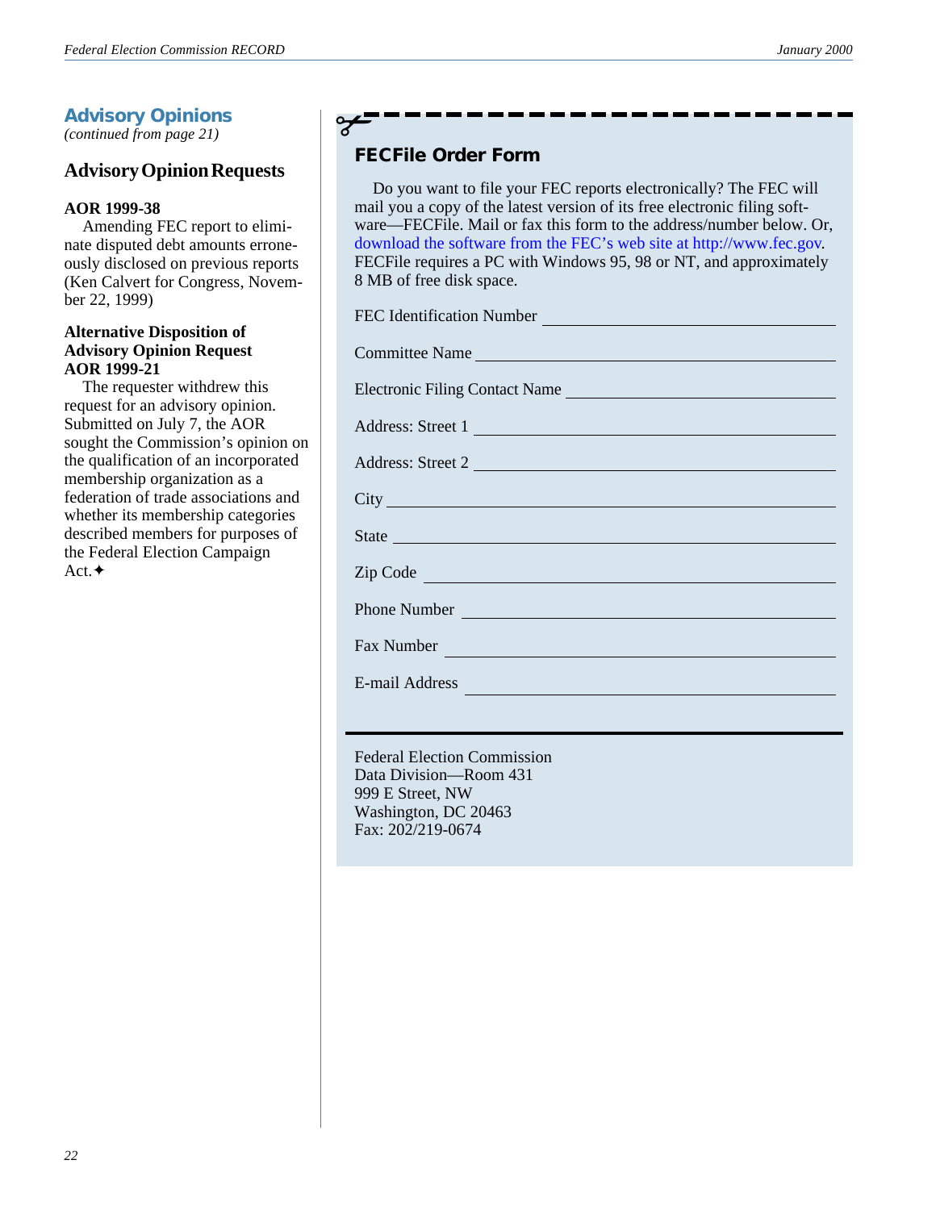## Advisory Opinions

*(continued from page 21)*

### Advisory Opinion Requests

**AOR 1999-38**

Amending FEC report to eliminate disputed debt amounts erroneously disclosed on previous reports (Ken Calvert for Congress, November 22, 1999)

**Alternative Disposition of Advisory Opinion Request AOR 1999-21**

The requester withdrew this request for an advisory opinion. Submitted on July 7, the AOR sought the Commission's opinion on the qualification of an incorporated membership organization as a federation of trade associations and whether its membership categories described members for purposes of the Federal Election Campaign Act.✦

## FECFile Order Form

Do you want to file your FEC reports electronically? The FEC will mail you a copy of the latest version of its free electronic filing software—FECFile. Mail or fax this form to the address/number below. Or, download the software from the FEC's web site at http://www.fec.gov. FECFile requires a PC with Windows 95, 98 or NT, and approximately 8 MB of free disk space.

FEC Identification Number ______________________

Committee Name ______________________

Electronic Filing Contact Name ______________________

Address: Street 1 ______________________

Address: Street 2 ______________________

City ______________________

State ______________________

Zip Code ______________________

Phone Number ______________________

Fax Number ______________________

E-mail Address ______________________

Federal Election Commission
Data Division—Room 431
999 E Street, NW
Washington, DC 20463
Fax: 202/219-0674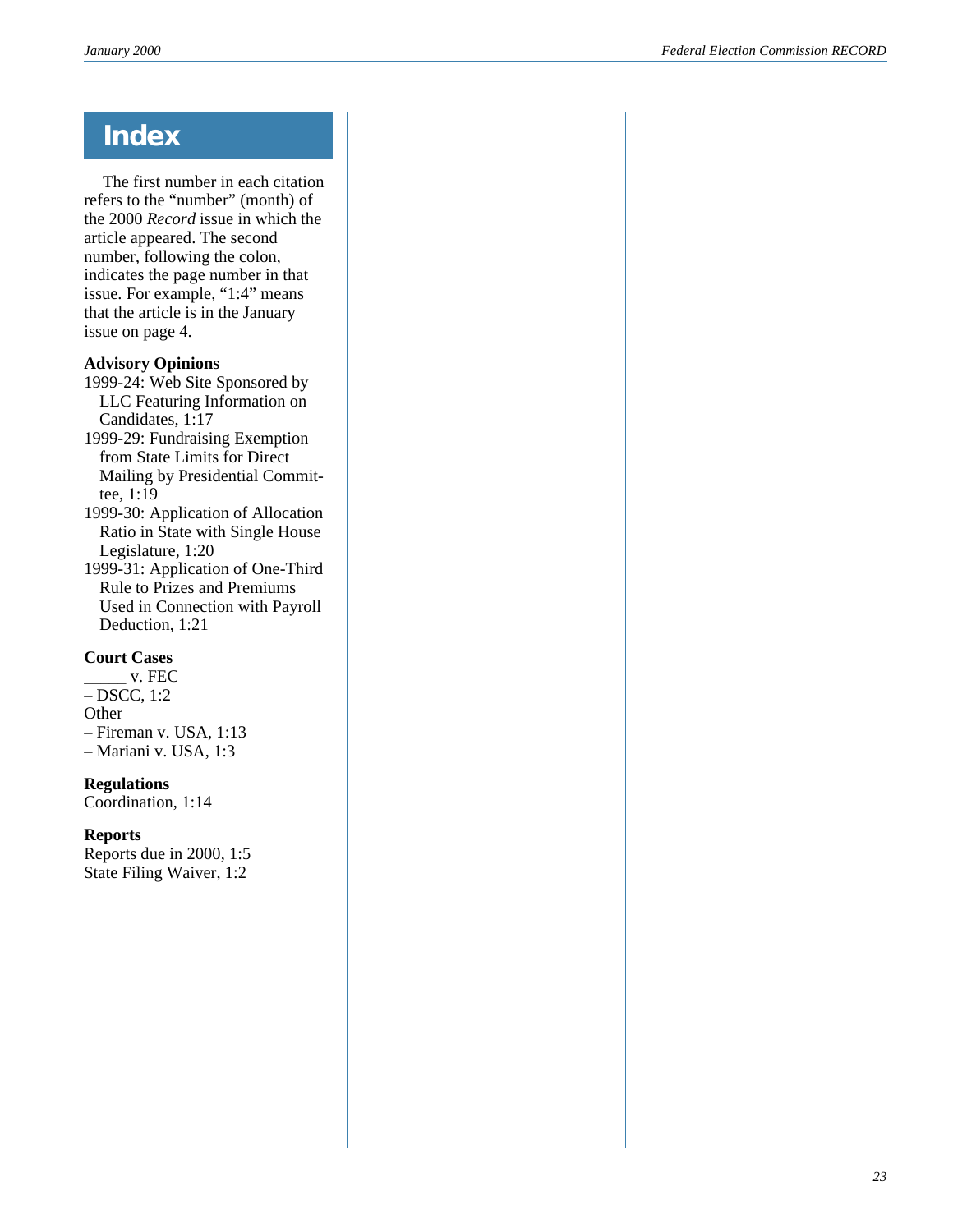# Index

The first number in each citation refers to the "number" (month) of the 2000 *Record* issue in which the article appeared. The second number, following the colon, indicates the page number in that issue. For example, "1:4" means that the article is in the January issue on page 4.

**Advisory Opinions**

1999-24: Web Site Sponsored by LLC Featuring Information on Candidates, 1:17

1999-29: Fundraising Exemption from State Limits for Direct Mailing by Presidential Committee, 1:19

1999-30: Application of Allocation Ratio in State with Single House Legislature, 1:20

1999-31: Application of One-Third Rule to Prizes and Premiums Used in Connection with Payroll Deduction, 1:21

**Court Cases**

_____ v. FEC
– DSCC, 1:2

Other
– Fireman v. USA, 1:13
– Mariani v. USA, 1:3

**Regulations**

Coordination, 1:14

**Reports**

Reports due in 2000, 1:5

State Filing Waiver, 1:2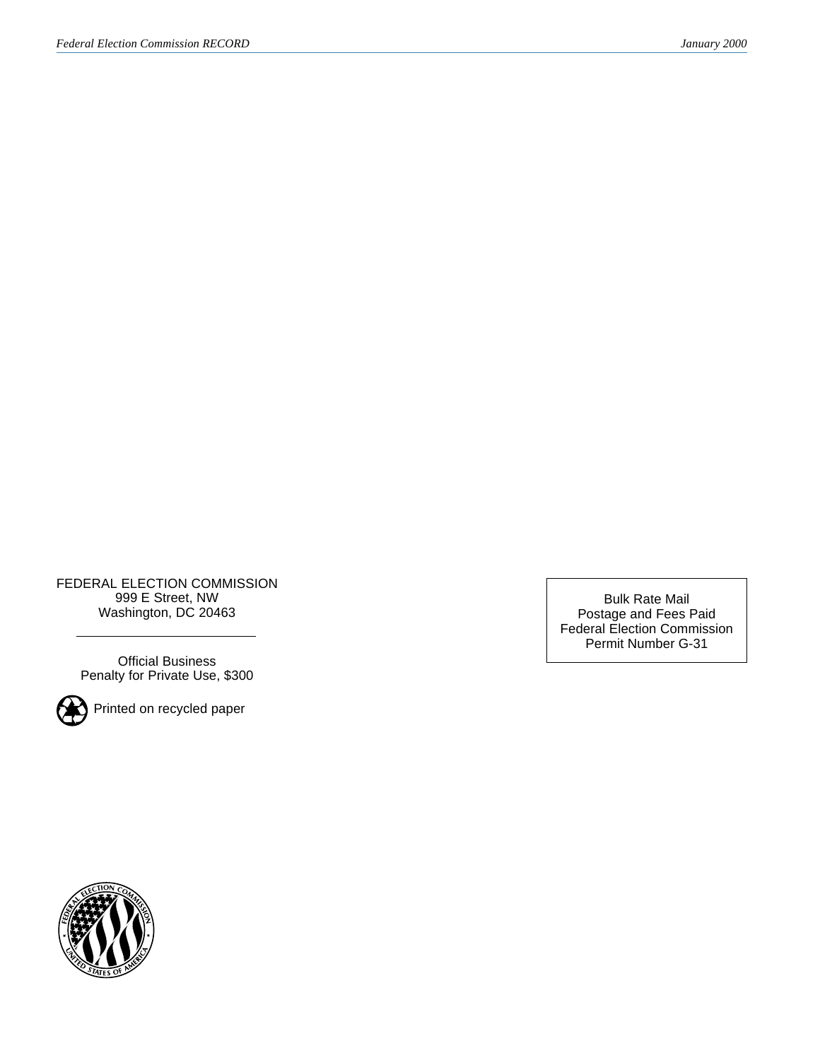FEDERAL ELECTION COMMISSION
999 E Street, NW
Washington, DC 20463

Official Business
Penalty for Private Use, $300

Printed on recycled paper

Bulk Rate Mail
Postage and Fees Paid
Federal Election Commission
Permit Number G-31